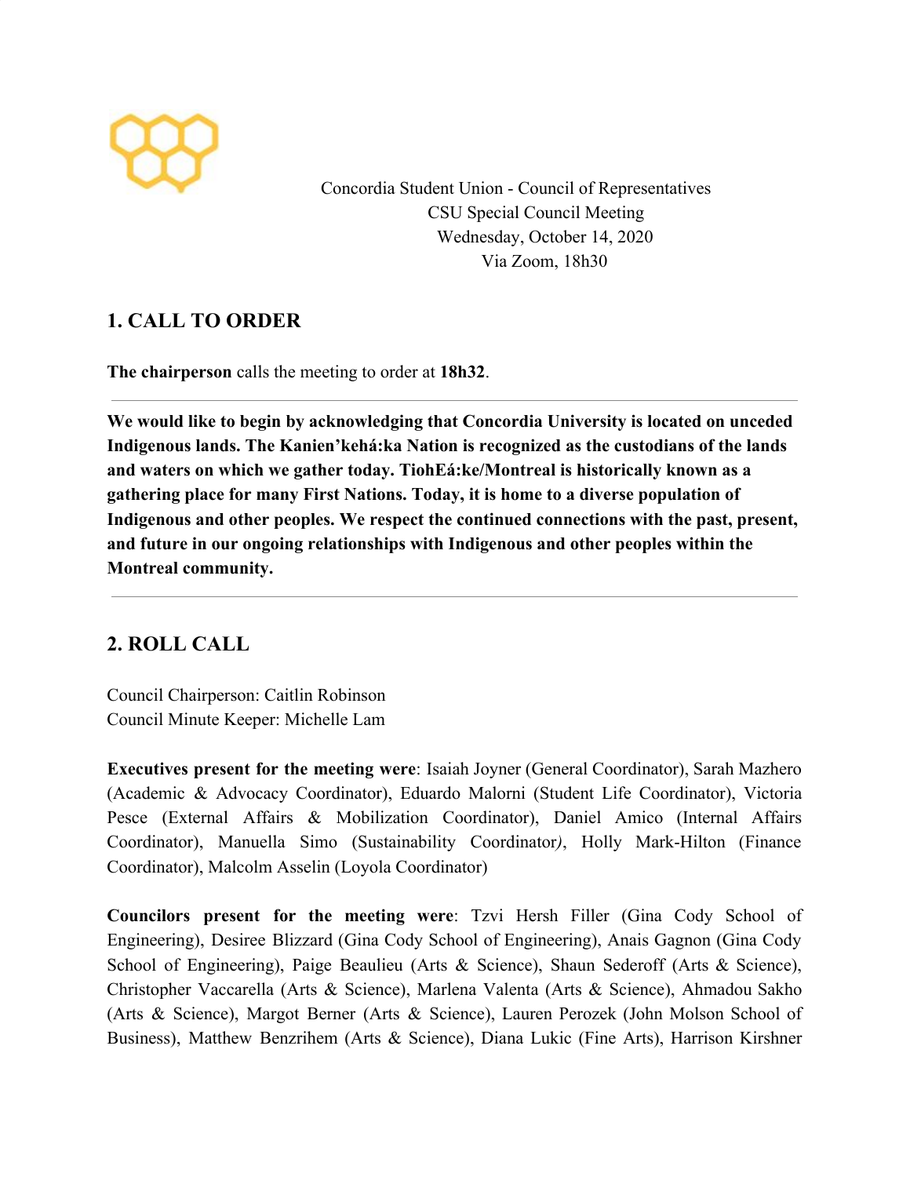Concordia Student Union - Council of Representatives
CSU Special Council Meeting
Wednesday, October 14, 2020
Via Zoom, 18h30

## 1. CALL TO ORDER

**The chairperson** calls the meeting to order at **18h32**.

---

**We would like to begin by acknowledging that Concordia University is located on unceded Indigenous lands. The Kanien'kehá:ka Nation is recognized as the custodians of the lands and waters on which we gather today. TiohEá:ke/Montreal is historically known as a gathering place for many First Nations. Today, it is home to a diverse population of Indigenous and other peoples. We respect the continued connections with the past, present, and future in our ongoing relationships with Indigenous and other peoples within the Montreal community.**

---

## 2. ROLL CALL

Council Chairperson: Caitlin Robinson
Council Minute Keeper: Michelle Lam

**Executives present for the meeting were**: Isaiah Joyner (General Coordinator), Sarah Mazhero (Academic & Advocacy Coordinator), Eduardo Malorni (Student Life Coordinator), Victoria Pesce (External Affairs & Mobilization Coordinator), Daniel Amico (Internal Affairs Coordinator), Manuella Simo (Sustainability Coordinator*)*, Holly Mark-Hilton (Finance Coordinator), Malcolm Asselin (Loyola Coordinator)

**Councilors present for the meeting were**: Tzvi Hersh Filler (Gina Cody School of Engineering), Desiree Blizzard (Gina Cody School of Engineering), Anais Gagnon (Gina Cody School of Engineering), Paige Beaulieu (Arts & Science), Shaun Sederoff (Arts & Science), Christopher Vaccarella (Arts & Science), Marlena Valenta (Arts & Science), Ahmadou Sakho (Arts & Science), Margot Berner (Arts & Science), Lauren Perozek (John Molson School of Business), Matthew Benzrihem (Arts & Science), Diana Lukic (Fine Arts), Harrison Kirshner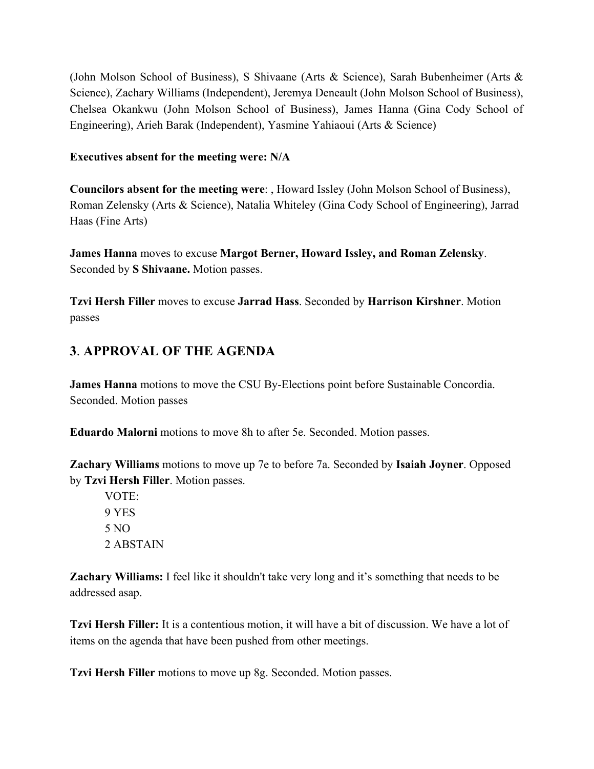(John Molson School of Business), S Shivaane (Arts & Science), Sarah Bubenheimer (Arts & Science), Zachary Williams (Independent), Jeremya Deneault (John Molson School of Business), Chelsea Okankwu (John Molson School of Business), James Hanna (Gina Cody School of Engineering), Arieh Barak (Independent), Yasmine Yahiaoui (Arts & Science)

**Executives absent for the meeting were: N/A**

**Councilors absent for the meeting were**: , Howard Issley (John Molson School of Business), Roman Zelensky (Arts & Science), Natalia Whiteley (Gina Cody School of Engineering), Jarrad Haas (Fine Arts)

**James Hanna** moves to excuse **Margot Berner, Howard Issley, and Roman Zelensky**. Seconded by **S Shivaane.** Motion passes.

**Tzvi Hersh Filler** moves to excuse **Jarrad Hass**. Seconded by **Harrison Kirshner**. Motion passes

## 3. APPROVAL OF THE AGENDA

**James Hanna** motions to move the CSU By-Elections point before Sustainable Concordia. Seconded. Motion passes

**Eduardo Malorni** motions to move 8h to after 5e. Seconded. Motion passes.

**Zachary Williams** motions to move up 7e to before 7a. Seconded by **Isaiah Joyner**. Opposed by **Tzvi Hersh Filler**. Motion passes.

VOTE:
9 YES
5 NO
2 ABSTAIN

**Zachary Williams:** I feel like it shouldn't take very long and it's something that needs to be addressed asap.

**Tzvi Hersh Filler:** It is a contentious motion, it will have a bit of discussion. We have a lot of items on the agenda that have been pushed from other meetings.

**Tzvi Hersh Filler** motions to move up 8g. Seconded. Motion passes.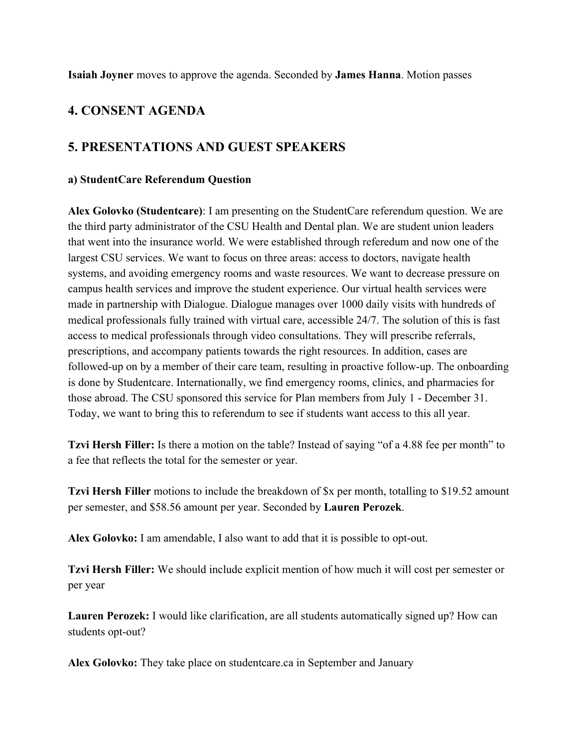**Isaiah Joyner** moves to approve the agenda. Seconded by **James Hanna**. Motion passes

## 4. CONSENT AGENDA

## 5. PRESENTATIONS AND GUEST SPEAKERS

### a) StudentCare Referendum Question

**Alex Golovko (Studentcare)**: I am presenting on the StudentCare referendum question. We are the third party administrator of the CSU Health and Dental plan. We are student union leaders that went into the insurance world. We were established through referedum and now one of the largest CSU services. We want to focus on three areas: access to doctors, navigate health systems, and avoiding emergency rooms and waste resources. We want to decrease pressure on campus health services and improve the student experience. Our virtual health services were made in partnership with Dialogue. Dialogue manages over 1000 daily visits with hundreds of medical professionals fully trained with virtual care, accessible 24/7. The solution of this is fast access to medical professionals through video consultations. They will prescribe referrals, prescriptions, and accompany patients towards the right resources. In addition, cases are followed-up on by a member of their care team, resulting in proactive follow-up. The onboarding is done by Studentcare. Internationally, we find emergency rooms, clinics, and pharmacies for those abroad. The CSU sponsored this service for Plan members from July 1 - December 31. Today, we want to bring this to referendum to see if students want access to this all year.

**Tzvi Hersh Filler:** Is there a motion on the table? Instead of saying "of a 4.88 fee per month" to a fee that reflects the total for the semester or year.

**Tzvi Hersh Filler** motions to include the breakdown of $x per month, totalling to $19.52 amount per semester, and $58.56 amount per year. Seconded by **Lauren Perozek**.

**Alex Golovko:** I am amendable, I also want to add that it is possible to opt-out.

**Tzvi Hersh Filler:** We should include explicit mention of how much it will cost per semester or per year

**Lauren Perozek:** I would like clarification, are all students automatically signed up? How can students opt-out?

**Alex Golovko:** They take place on studentcare.ca in September and January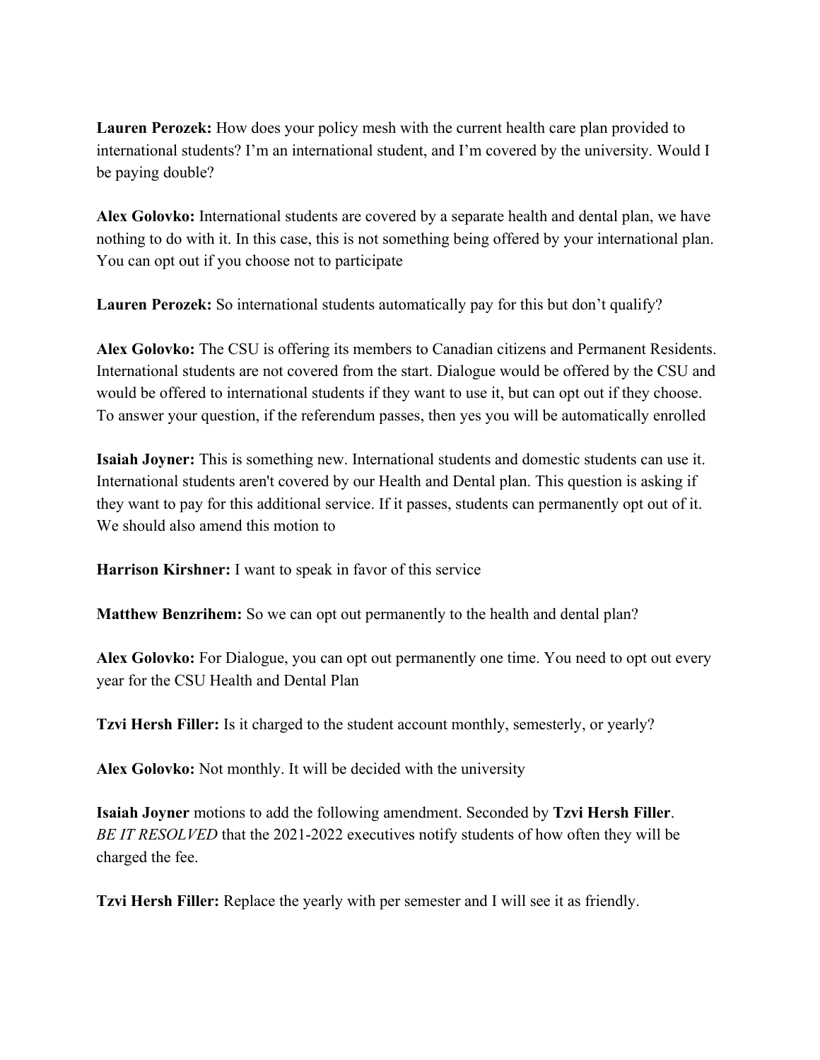**Lauren Perozek:** How does your policy mesh with the current health care plan provided to international students? I'm an international student, and I'm covered by the university. Would I be paying double?

**Alex Golovko:** International students are covered by a separate health and dental plan, we have nothing to do with it. In this case, this is not something being offered by your international plan. You can opt out if you choose not to participate

**Lauren Perozek:** So international students automatically pay for this but don't qualify?

**Alex Golovko:** The CSU is offering its members to Canadian citizens and Permanent Residents. International students are not covered from the start. Dialogue would be offered by the CSU and would be offered to international students if they want to use it, but can opt out if they choose. To answer your question, if the referendum passes, then yes you will be automatically enrolled

**Isaiah Joyner:** This is something new. International students and domestic students can use it. International students aren't covered by our Health and Dental plan. This question is asking if they want to pay for this additional service. If it passes, students can permanently opt out of it. We should also amend this motion to

**Harrison Kirshner:** I want to speak in favor of this service

**Matthew Benzrihem:** So we can opt out permanently to the health and dental plan?

**Alex Golovko:** For Dialogue, you can opt out permanently one time. You need to opt out every year for the CSU Health and Dental Plan

**Tzvi Hersh Filler:** Is it charged to the student account monthly, semesterly, or yearly?

**Alex Golovko:** Not monthly. It will be decided with the university

**Isaiah Joyner** motions to add the following amendment. Seconded by **Tzvi Hersh Filler**.
*BE IT RESOLVED* that the 2021-2022 executives notify students of how often they will be charged the fee.

**Tzvi Hersh Filler:** Replace the yearly with per semester and I will see it as friendly.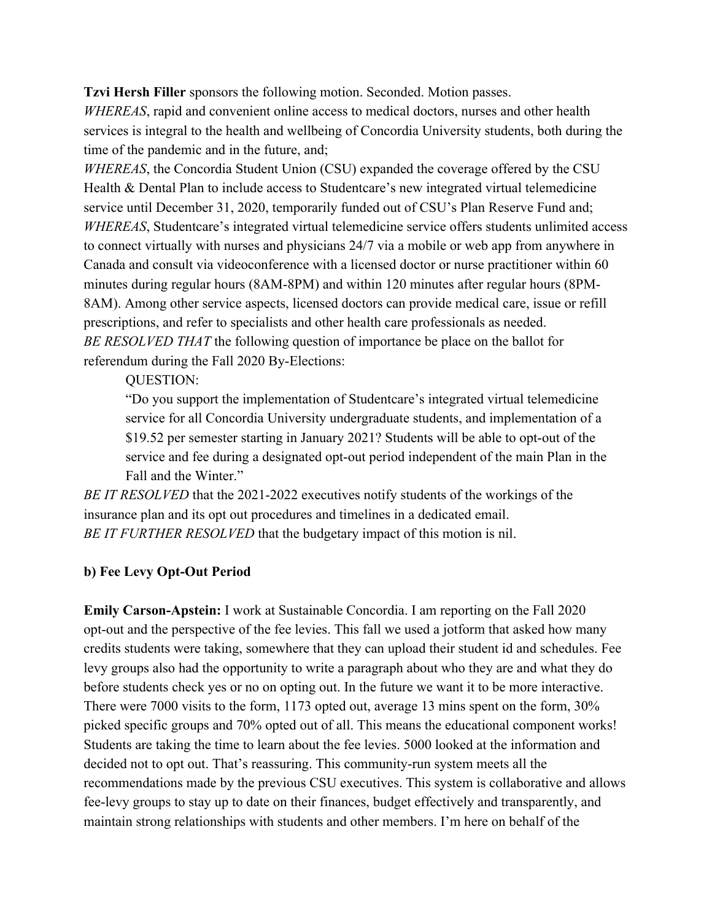**Tzvi Hersh Filler** sponsors the following motion. Seconded. Motion passes.

*WHEREAS*, rapid and convenient online access to medical doctors, nurses and other health services is integral to the health and wellbeing of Concordia University students, both during the time of the pandemic and in the future, and;

*WHEREAS*, the Concordia Student Union (CSU) expanded the coverage offered by the CSU Health & Dental Plan to include access to Studentcare's new integrated virtual telemedicine service until December 31, 2020, temporarily funded out of CSU's Plan Reserve Fund and;

*WHEREAS*, Studentcare's integrated virtual telemedicine service offers students unlimited access to connect virtually with nurses and physicians 24/7 via a mobile or web app from anywhere in Canada and consult via videoconference with a licensed doctor or nurse practitioner within 60 minutes during regular hours (8AM-8PM) and within 120 minutes after regular hours (8PM-8AM). Among other service aspects, licensed doctors can provide medical care, issue or refill prescriptions, and refer to specialists and other health care professionals as needed.

*BE RESOLVED THAT* the following question of importance be place on the ballot for referendum during the Fall 2020 By-Elections:

> QUESTION:
>
> "Do you support the implementation of Studentcare's integrated virtual telemedicine service for all Concordia University undergraduate students, and implementation of a \$19.52 per semester starting in January 2021? Students will be able to opt-out of the service and fee during a designated opt-out period independent of the main Plan in the Fall and the Winter."

*BE IT RESOLVED* that the 2021-2022 executives notify students of the workings of the insurance plan and its opt out procedures and timelines in a dedicated email.

*BE IT FURTHER RESOLVED* that the budgetary impact of this motion is nil.

**b) Fee Levy Opt-Out Period**

**Emily Carson-Apstein:** I work at Sustainable Concordia. I am reporting on the Fall 2020 opt-out and the perspective of the fee levies. This fall we used a jotform that asked how many credits students were taking, somewhere that they can upload their student id and schedules. Fee levy groups also had the opportunity to write a paragraph about who they are and what they do before students check yes or no on opting out. In the future we want it to be more interactive. There were 7000 visits to the form, 1173 opted out, average 13 mins spent on the form, 30% picked specific groups and 70% opted out of all. This means the educational component works! Students are taking the time to learn about the fee levies. 5000 looked at the information and decided not to opt out. That's reassuring. This community-run system meets all the recommendations made by the previous CSU executives. This system is collaborative and allows fee-levy groups to stay up to date on their finances, budget effectively and transparently, and maintain strong relationships with students and other members. I'm here on behalf of the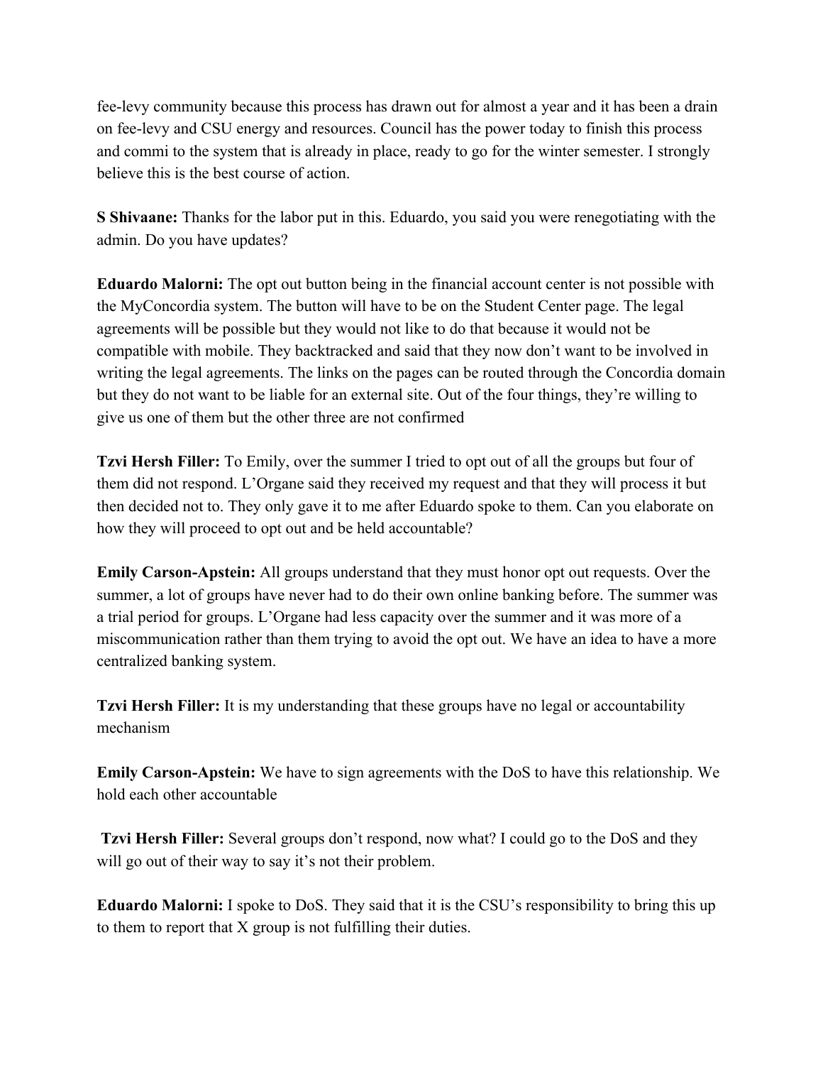fee-levy community because this process has drawn out for almost a year and it has been a drain on fee-levy and CSU energy and resources. Council has the power today to finish this process and commi to the system that is already in place, ready to go for the winter semester. I strongly believe this is the best course of action.

**S Shivaane:** Thanks for the labor put in this. Eduardo, you said you were renegotiating with the admin. Do you have updates?

**Eduardo Malorni:** The opt out button being in the financial account center is not possible with the MyConcordia system. The button will have to be on the Student Center page. The legal agreements will be possible but they would not like to do that because it would not be compatible with mobile. They backtracked and said that they now don't want to be involved in writing the legal agreements. The links on the pages can be routed through the Concordia domain but they do not want to be liable for an external site. Out of the four things, they're willing to give us one of them but the other three are not confirmed

**Tzvi Hersh Filler:** To Emily, over the summer I tried to opt out of all the groups but four of them did not respond. L'Organe said they received my request and that they will process it but then decided not to. They only gave it to me after Eduardo spoke to them. Can you elaborate on how they will proceed to opt out and be held accountable?

**Emily Carson-Apstein:** All groups understand that they must honor opt out requests. Over the summer, a lot of groups have never had to do their own online banking before. The summer was a trial period for groups. L'Organe had less capacity over the summer and it was more of a miscommunication rather than them trying to avoid the opt out. We have an idea to have a more centralized banking system.

**Tzvi Hersh Filler:** It is my understanding that these groups have no legal or accountability mechanism

**Emily Carson-Apstein:** We have to sign agreements with the DoS to have this relationship. We hold each other accountable

**Tzvi Hersh Filler:** Several groups don't respond, now what? I could go to the DoS and they will go out of their way to say it's not their problem.

**Eduardo Malorni:** I spoke to DoS. They said that it is the CSU's responsibility to bring this up to them to report that X group is not fulfilling their duties.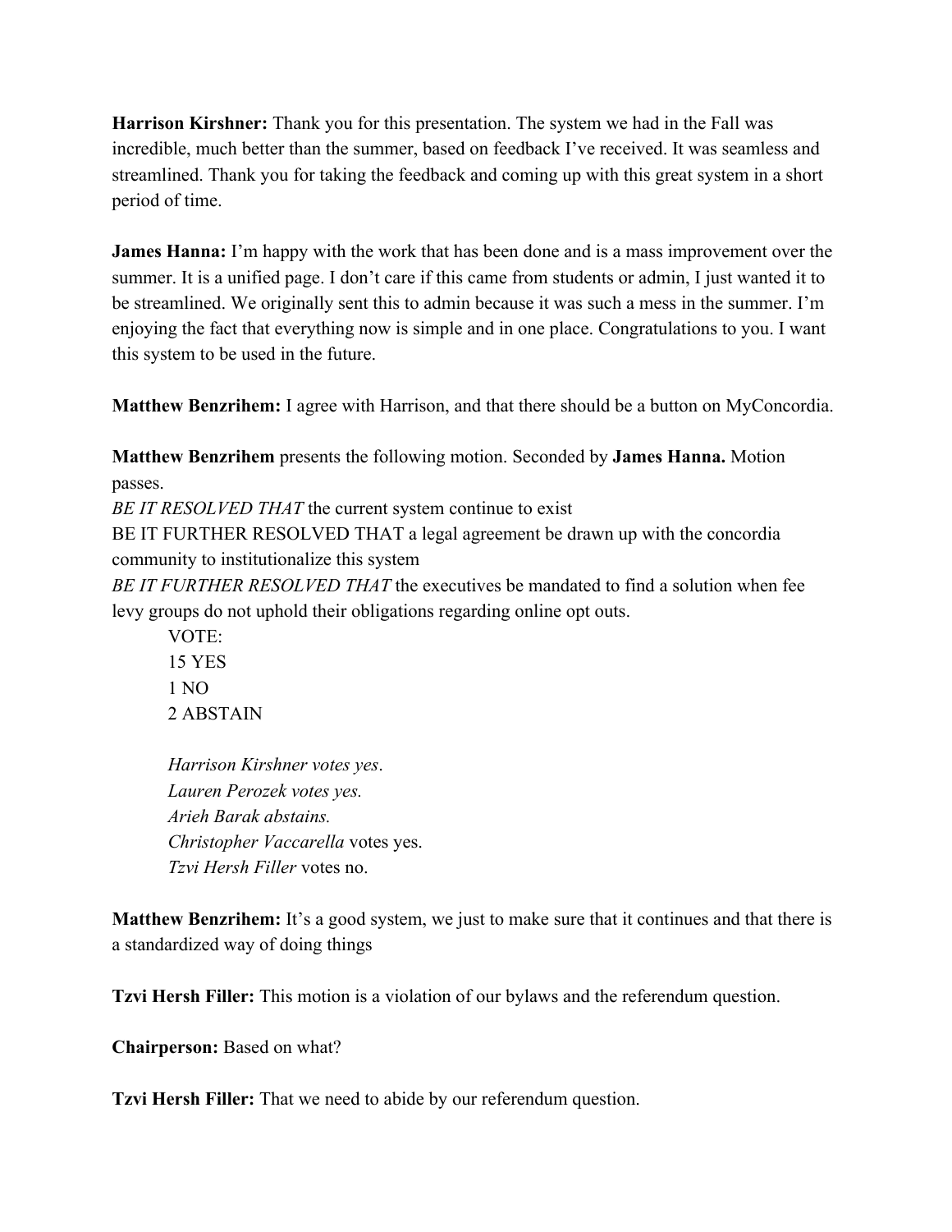**Harrison Kirshner:** Thank you for this presentation. The system we had in the Fall was incredible, much better than the summer, based on feedback I've received. It was seamless and streamlined. Thank you for taking the feedback and coming up with this great system in a short period of time.

**James Hanna:** I'm happy with the work that has been done and is a mass improvement over the summer. It is a unified page. I don't care if this came from students or admin, I just wanted it to be streamlined. We originally sent this to admin because it was such a mess in the summer. I'm enjoying the fact that everything now is simple and in one place. Congratulations to you. I want this system to be used in the future.

**Matthew Benzrihem:** I agree with Harrison, and that there should be a button on MyConcordia.

**Matthew Benzrihem** presents the following motion. Seconded by **James Hanna.** Motion passes.

*BE IT RESOLVED THAT* the current system continue to exist

BE IT FURTHER RESOLVED THAT a legal agreement be drawn up with the concordia community to institutionalize this system

*BE IT FURTHER RESOLVED THAT* the executives be mandated to find a solution when fee levy groups do not uphold their obligations regarding online opt outs.

VOTE:
15 YES
1 NO
2 ABSTAIN

*Harrison Kirshner votes yes*.
*Lauren Perozek votes yes.*
*Arieh Barak abstains.*
*Christopher Vaccarella* votes yes.
*Tzvi Hersh Filler* votes no.

**Matthew Benzrihem:** It's a good system, we just to make sure that it continues and that there is a standardized way of doing things

**Tzvi Hersh Filler:** This motion is a violation of our bylaws and the referendum question.

**Chairperson:** Based on what?

**Tzvi Hersh Filler:** That we need to abide by our referendum question.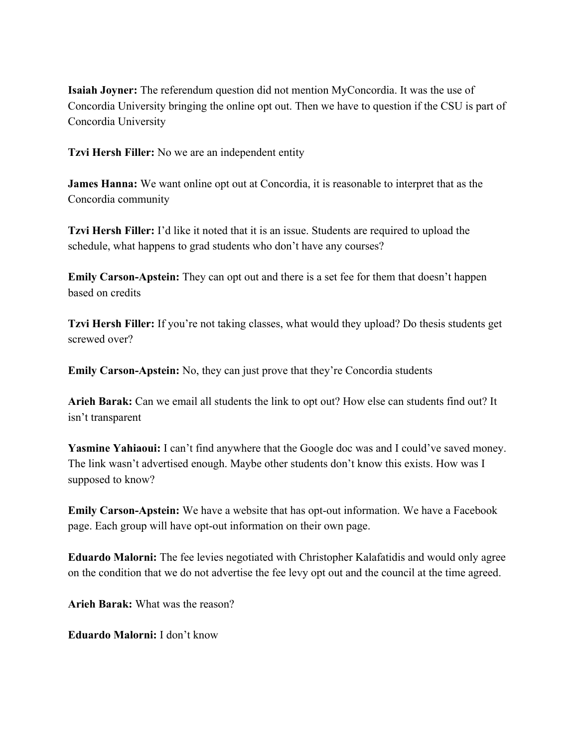**Isaiah Joyner:** The referendum question did not mention MyConcordia. It was the use of Concordia University bringing the online opt out. Then we have to question if the CSU is part of Concordia University

**Tzvi Hersh Filler:** No we are an independent entity

**James Hanna:** We want online opt out at Concordia, it is reasonable to interpret that as the Concordia community

**Tzvi Hersh Filler:** I'd like it noted that it is an issue. Students are required to upload the schedule, what happens to grad students who don't have any courses?

**Emily Carson-Apstein:** They can opt out and there is a set fee for them that doesn't happen based on credits

**Tzvi Hersh Filler:** If you're not taking classes, what would they upload? Do thesis students get screwed over?

**Emily Carson-Apstein:** No, they can just prove that they're Concordia students

**Arieh Barak:** Can we email all students the link to opt out? How else can students find out? It isn't transparent

**Yasmine Yahiaoui:** I can't find anywhere that the Google doc was and I could've saved money. The link wasn't advertised enough. Maybe other students don't know this exists. How was I supposed to know?

**Emily Carson-Apstein:** We have a website that has opt-out information. We have a Facebook page. Each group will have opt-out information on their own page.

**Eduardo Malorni:** The fee levies negotiated with Christopher Kalafatidis and would only agree on the condition that we do not advertise the fee levy opt out and the council at the time agreed.

**Arieh Barak:** What was the reason?

**Eduardo Malorni:** I don't know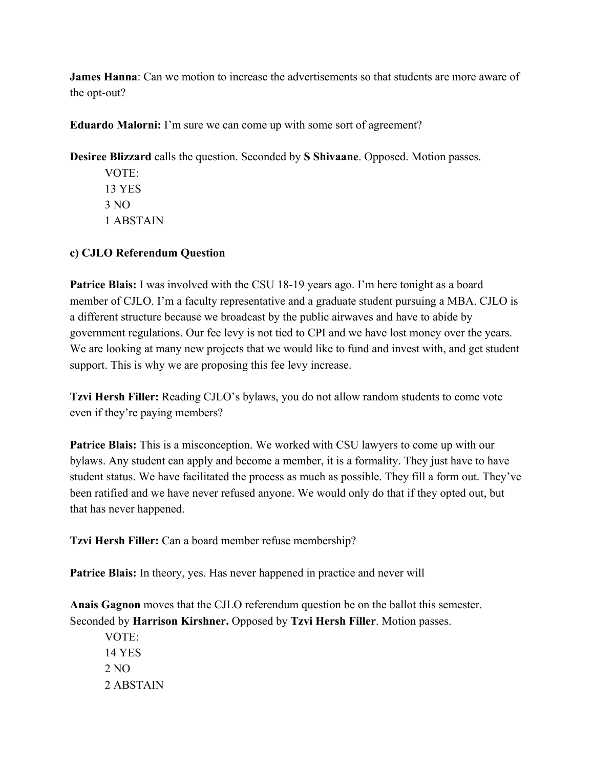**James Hanna**: Can we motion to increase the advertisements so that students are more aware of the opt-out?

**Eduardo Malorni:** I'm sure we can come up with some sort of agreement?

**Desiree Blizzard** calls the question. Seconded by **S Shivaane**. Opposed. Motion passes.

VOTE:  
13 YES  
3 NO  
1 ABSTAIN

**c) CJLO Referendum Question**

**Patrice Blais:** I was involved with the CSU 18-19 years ago. I'm here tonight as a board member of CJLO. I'm a faculty representative and a graduate student pursuing a MBA. CJLO is a different structure because we broadcast by the public airwaves and have to abide by government regulations. Our fee levy is not tied to CPI and we have lost money over the years. We are looking at many new projects that we would like to fund and invest with, and get student support. This is why we are proposing this fee levy increase.

**Tzvi Hersh Filler:** Reading CJLO's bylaws, you do not allow random students to come vote even if they're paying members?

**Patrice Blais:** This is a misconception. We worked with CSU lawyers to come up with our bylaws. Any student can apply and become a member, it is a formality. They just have to have student status. We have facilitated the process as much as possible. They fill a form out. They've been ratified and we have never refused anyone. We would only do that if they opted out, but that has never happened.

**Tzvi Hersh Filler:** Can a board member refuse membership?

**Patrice Blais:** In theory, yes. Has never happened in practice and never will

**Anais Gagnon** moves that the CJLO referendum question be on the ballot this semester. Seconded by **Harrison Kirshner.** Opposed by **Tzvi Hersh Filler**. Motion passes.

VOTE:  
14 YES  
2 NO  
2 ABSTAIN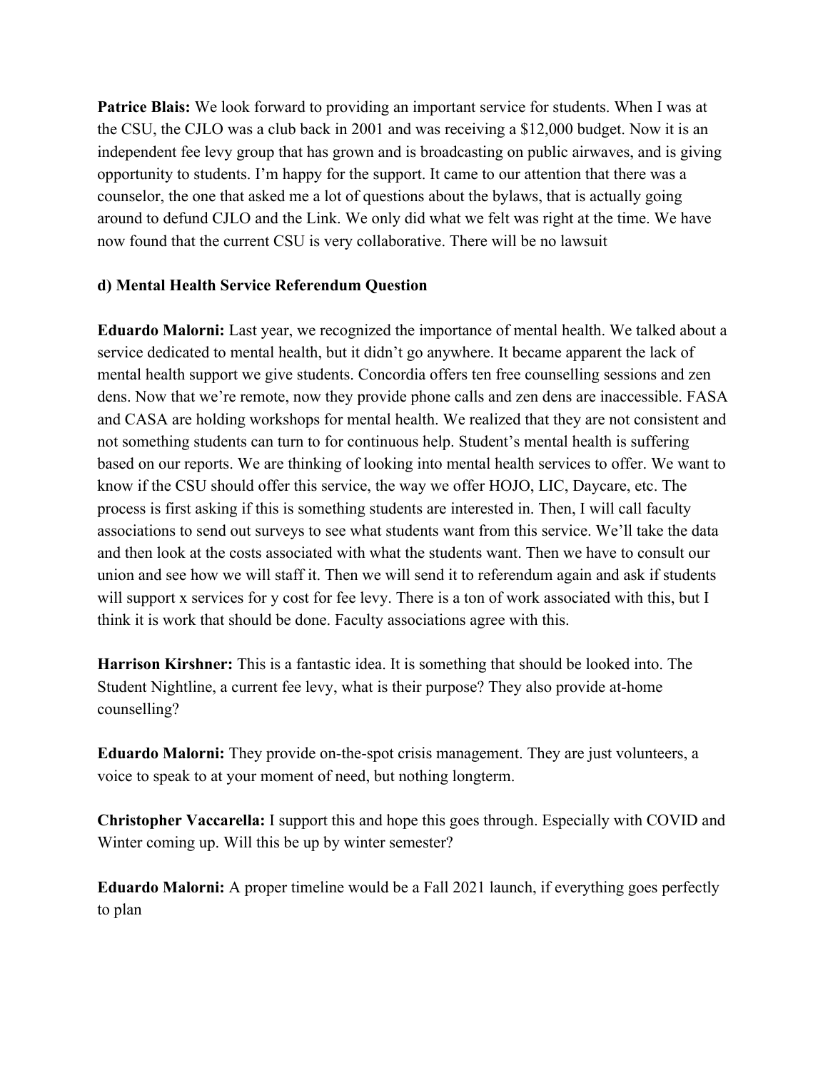**Patrice Blais:** We look forward to providing an important service for students. When I was at the CSU, the CJLO was a club back in 2001 and was receiving a $12,000 budget. Now it is an independent fee levy group that has grown and is broadcasting on public airwaves, and is giving opportunity to students. I'm happy for the support. It came to our attention that there was a counselor, the one that asked me a lot of questions about the bylaws, that is actually going around to defund CJLO and the Link. We only did what we felt was right at the time. We have now found that the current CSU is very collaborative. There will be no lawsuit

**d) Mental Health Service Referendum Question**

**Eduardo Malorni:** Last year, we recognized the importance of mental health. We talked about a service dedicated to mental health, but it didn't go anywhere. It became apparent the lack of mental health support we give students. Concordia offers ten free counselling sessions and zen dens. Now that we're remote, now they provide phone calls and zen dens are inaccessible. FASA and CASA are holding workshops for mental health. We realized that they are not consistent and not something students can turn to for continuous help. Student's mental health is suffering based on our reports. We are thinking of looking into mental health services to offer. We want to know if the CSU should offer this service, the way we offer HOJO, LIC, Daycare, etc. The process is first asking if this is something students are interested in. Then, I will call faculty associations to send out surveys to see what students want from this service. We'll take the data and then look at the costs associated with what the students want. Then we have to consult our union and see how we will staff it. Then we will send it to referendum again and ask if students will support x services for y cost for fee levy. There is a ton of work associated with this, but I think it is work that should be done. Faculty associations agree with this.

**Harrison Kirshner:** This is a fantastic idea. It is something that should be looked into. The Student Nightline, a current fee levy, what is their purpose? They also provide at-home counselling?

**Eduardo Malorni:** They provide on-the-spot crisis management. They are just volunteers, a voice to speak to at your moment of need, but nothing longterm.

**Christopher Vaccarella:** I support this and hope this goes through. Especially with COVID and Winter coming up. Will this be up by winter semester?

**Eduardo Malorni:** A proper timeline would be a Fall 2021 launch, if everything goes perfectly to plan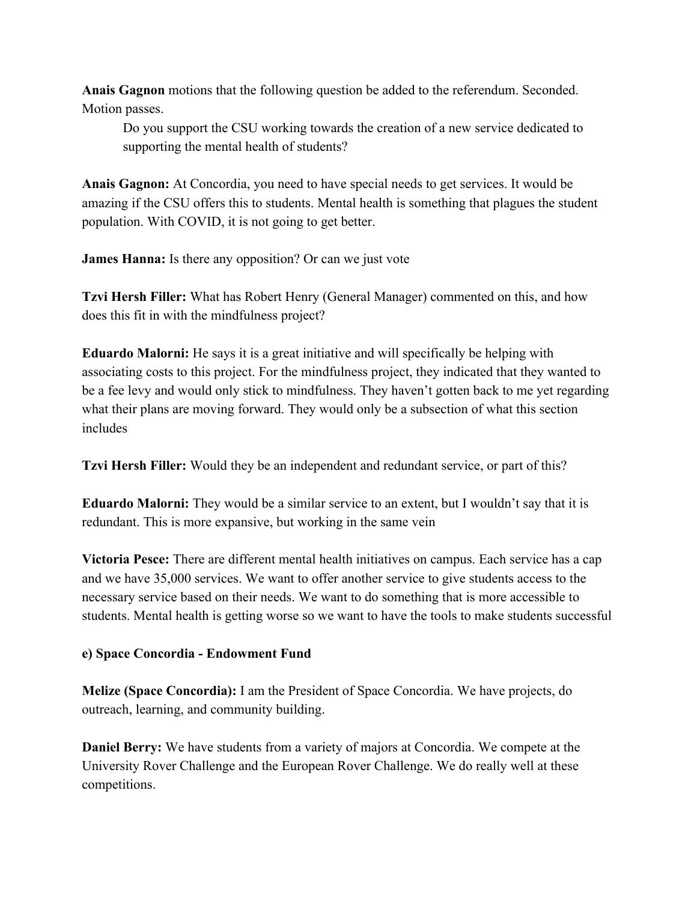**Anais Gagnon** motions that the following question be added to the referendum. Seconded. Motion passes.

> Do you support the CSU working towards the creation of a new service dedicated to supporting the mental health of students?

**Anais Gagnon:** At Concordia, you need to have special needs to get services. It would be amazing if the CSU offers this to students. Mental health is something that plagues the student population. With COVID, it is not going to get better.

**James Hanna:** Is there any opposition? Or can we just vote

**Tzvi Hersh Filler:** What has Robert Henry (General Manager) commented on this, and how does this fit in with the mindfulness project?

**Eduardo Malorni:** He says it is a great initiative and will specifically be helping with associating costs to this project. For the mindfulness project, they indicated that they wanted to be a fee levy and would only stick to mindfulness. They haven't gotten back to me yet regarding what their plans are moving forward. They would only be a subsection of what this section includes

**Tzvi Hersh Filler:** Would they be an independent and redundant service, or part of this?

**Eduardo Malorni:** They would be a similar service to an extent, but I wouldn't say that it is redundant. This is more expansive, but working in the same vein

**Victoria Pesce:** There are different mental health initiatives on campus. Each service has a cap and we have 35,000 services. We want to offer another service to give students access to the necessary service based on their needs. We want to do something that is more accessible to students. Mental health is getting worse so we want to have the tools to make students successful

**e) Space Concordia - Endowment Fund**

**Melize (Space Concordia):** I am the President of Space Concordia. We have projects, do outreach, learning, and community building.

**Daniel Berry:** We have students from a variety of majors at Concordia. We compete at the University Rover Challenge and the European Rover Challenge. We do really well at these competitions.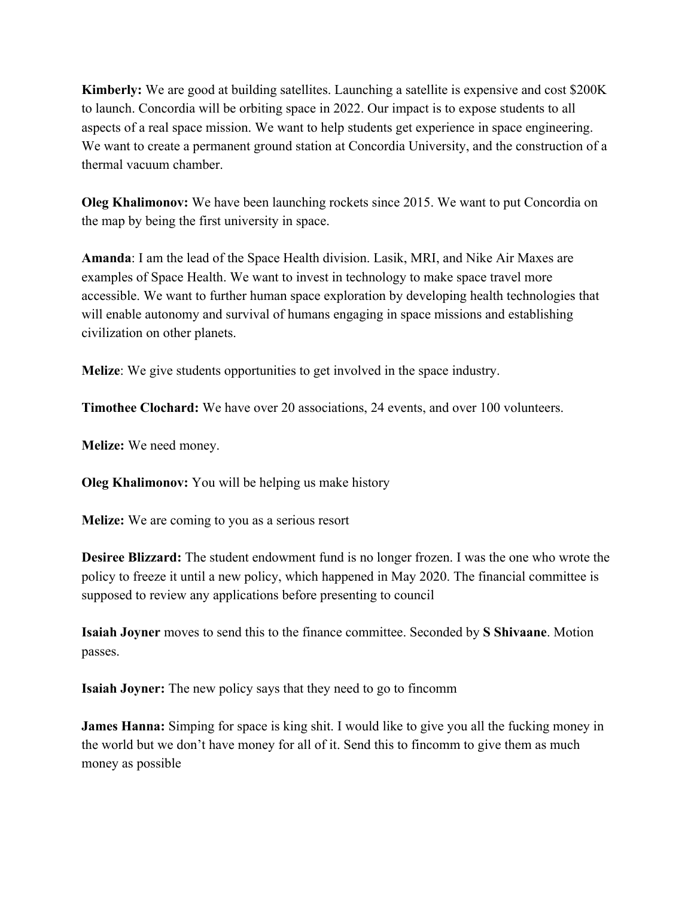**Kimberly:** We are good at building satellites. Launching a satellite is expensive and cost $200K to launch. Concordia will be orbiting space in 2022. Our impact is to expose students to all aspects of a real space mission. We want to help students get experience in space engineering. We want to create a permanent ground station at Concordia University, and the construction of a thermal vacuum chamber.

**Oleg Khalimonov:** We have been launching rockets since 2015. We want to put Concordia on the map by being the first university in space.

**Amanda**: I am the lead of the Space Health division. Lasik, MRI, and Nike Air Maxes are examples of Space Health. We want to invest in technology to make space travel more accessible. We want to further human space exploration by developing health technologies that will enable autonomy and survival of humans engaging in space missions and establishing civilization on other planets.

**Melize**: We give students opportunities to get involved in the space industry.

**Timothee Clochard:** We have over 20 associations, 24 events, and over 100 volunteers.

**Melize:** We need money.

**Oleg Khalimonov:** You will be helping us make history

**Melize:** We are coming to you as a serious resort

**Desiree Blizzard:** The student endowment fund is no longer frozen. I was the one who wrote the policy to freeze it until a new policy, which happened in May 2020. The financial committee is supposed to review any applications before presenting to council

**Isaiah Joyner** moves to send this to the finance committee. Seconded by **S Shivaane**. Motion passes.

**Isaiah Joyner:** The new policy says that they need to go to fincomm

**James Hanna:** Simping for space is king shit. I would like to give you all the fucking money in the world but we don't have money for all of it. Send this to fincomm to give them as much money as possible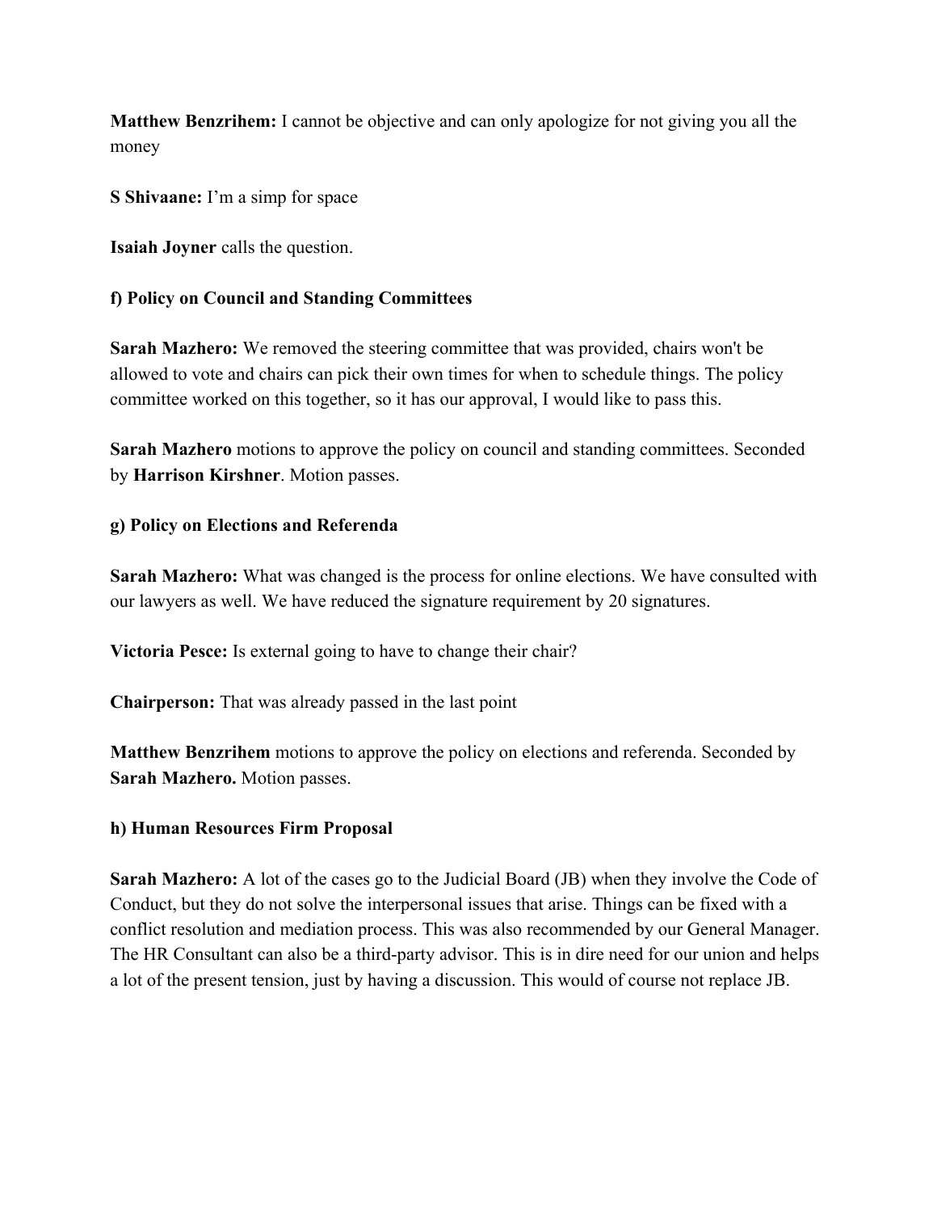**Matthew Benzrihem:** I cannot be objective and can only apologize for not giving you all the money

**S Shivaane:** I'm a simp for space

**Isaiah Joyner** calls the question.

**f) Policy on Council and Standing Committees**

**Sarah Mazhero:** We removed the steering committee that was provided, chairs won't be allowed to vote and chairs can pick their own times for when to schedule things. The policy committee worked on this together, so it has our approval, I would like to pass this.

**Sarah Mazhero** motions to approve the policy on council and standing committees. Seconded by **Harrison Kirshner**. Motion passes.

**g) Policy on Elections and Referenda**

**Sarah Mazhero:** What was changed is the process for online elections. We have consulted with our lawyers as well. We have reduced the signature requirement by 20 signatures.

**Victoria Pesce:** Is external going to have to change their chair?

**Chairperson:** That was already passed in the last point

**Matthew Benzrihem** motions to approve the policy on elections and referenda. Seconded by **Sarah Mazhero.** Motion passes.

**h) Human Resources Firm Proposal**

**Sarah Mazhero:** A lot of the cases go to the Judicial Board (JB) when they involve the Code of Conduct, but they do not solve the interpersonal issues that arise. Things can be fixed with a conflict resolution and mediation process. This was also recommended by our General Manager. The HR Consultant can also be a third-party advisor. This is in dire need for our union and helps a lot of the present tension, just by having a discussion. This would of course not replace JB.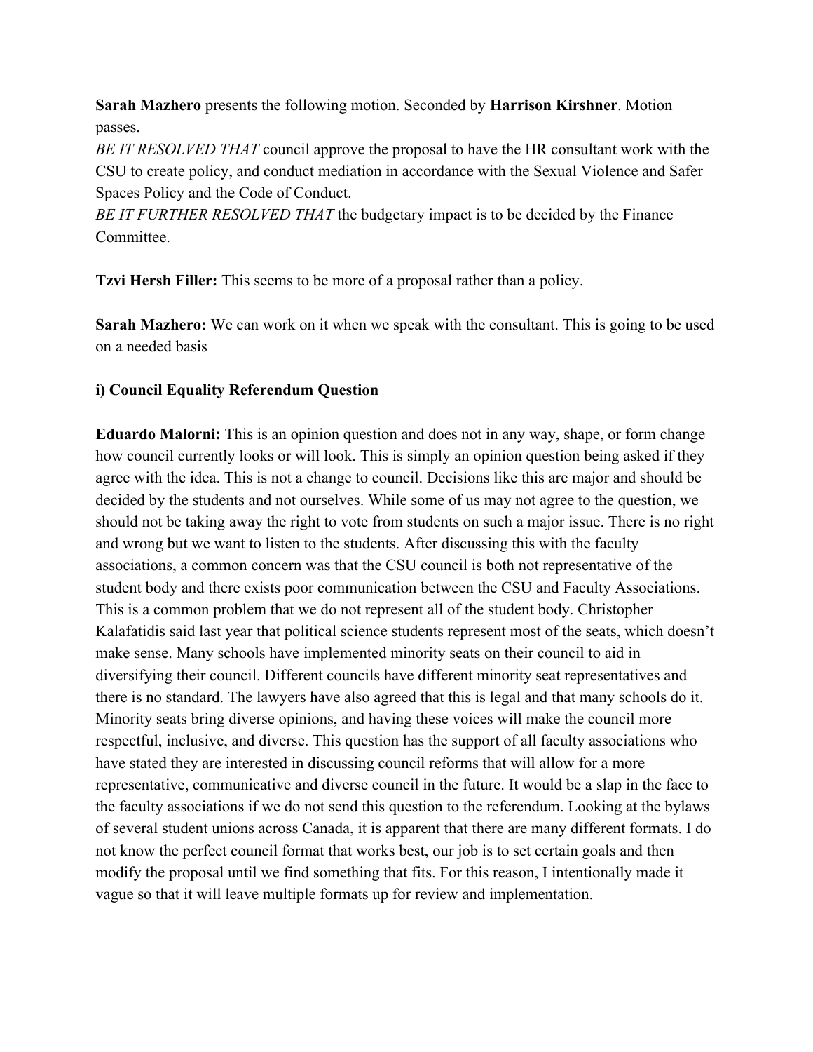**Sarah Mazhero** presents the following motion. Seconded by **Harrison Kirshner**. Motion passes.

*BE IT RESOLVED THAT* council approve the proposal to have the HR consultant work with the CSU to create policy, and conduct mediation in accordance with the Sexual Violence and Safer Spaces Policy and the Code of Conduct.

*BE IT FURTHER RESOLVED THAT* the budgetary impact is to be decided by the Finance Committee.

**Tzvi Hersh Filler:** This seems to be more of a proposal rather than a policy.

**Sarah Mazhero:** We can work on it when we speak with the consultant. This is going to be used on a needed basis

**i) Council Equality Referendum Question**

**Eduardo Malorni:** This is an opinion question and does not in any way, shape, or form change how council currently looks or will look. This is simply an opinion question being asked if they agree with the idea. This is not a change to council. Decisions like this are major and should be decided by the students and not ourselves. While some of us may not agree to the question, we should not be taking away the right to vote from students on such a major issue. There is no right and wrong but we want to listen to the students. After discussing this with the faculty associations, a common concern was that the CSU council is both not representative of the student body and there exists poor communication between the CSU and Faculty Associations. This is a common problem that we do not represent all of the student body. Christopher Kalafatidis said last year that political science students represent most of the seats, which doesn't make sense. Many schools have implemented minority seats on their council to aid in diversifying their council. Different councils have different minority seat representatives and there is no standard. The lawyers have also agreed that this is legal and that many schools do it. Minority seats bring diverse opinions, and having these voices will make the council more respectful, inclusive, and diverse. This question has the support of all faculty associations who have stated they are interested in discussing council reforms that will allow for a more representative, communicative and diverse council in the future. It would be a slap in the face to the faculty associations if we do not send this question to the referendum. Looking at the bylaws of several student unions across Canada, it is apparent that there are many different formats. I do not know the perfect council format that works best, our job is to set certain goals and then modify the proposal until we find something that fits. For this reason, I intentionally made it vague so that it will leave multiple formats up for review and implementation.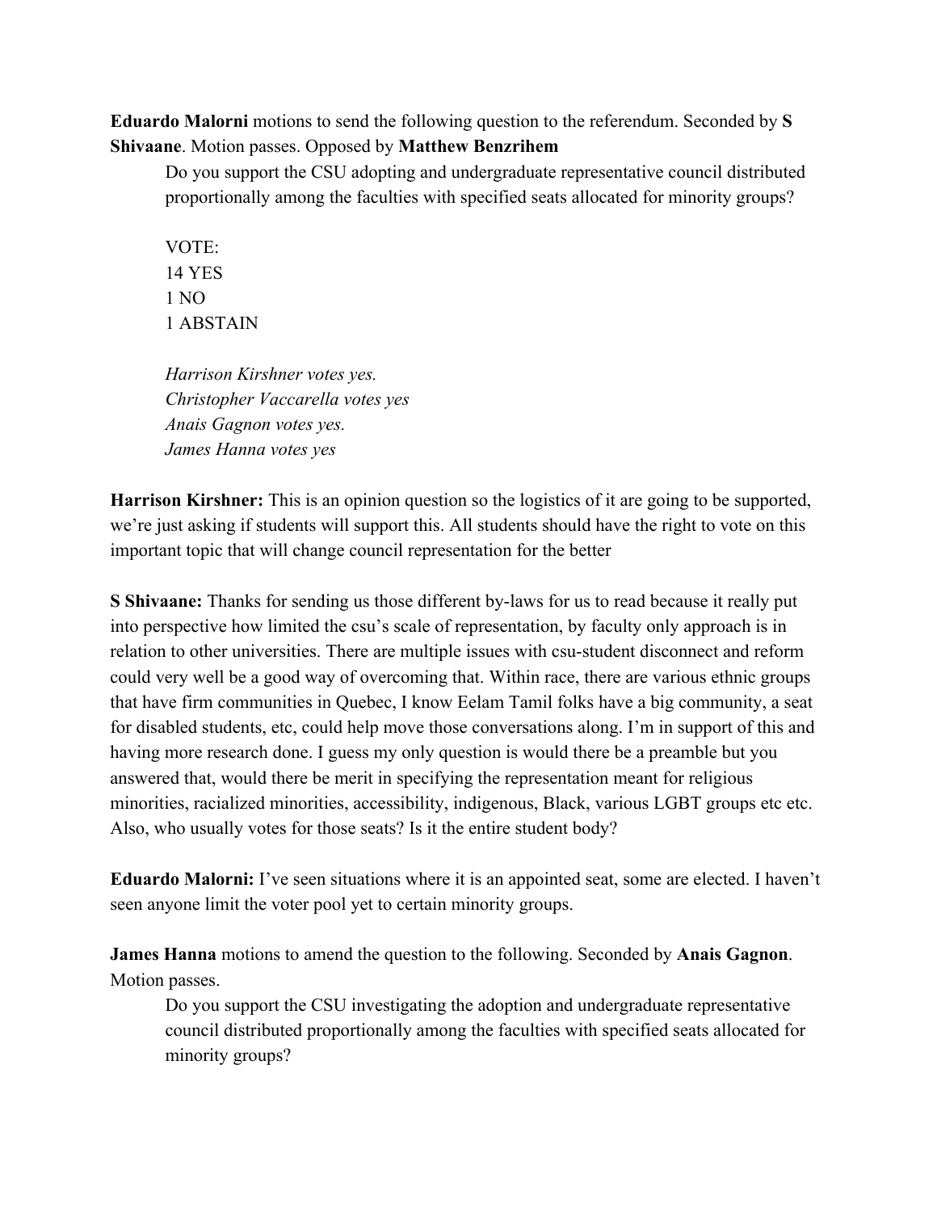**Eduardo Malorni** motions to send the following question to the referendum. Seconded by **S Shivaane**. Motion passes. Opposed by **Matthew Benzrihem**

> Do you support the CSU adopting and undergraduate representative council distributed proportionally among the faculties with specified seats allocated for minority groups?
>
> VOTE:
> 14 YES
> 1 NO
> 1 ABSTAIN
>
> *Harrison Kirshner votes yes.*
> *Christopher Vaccarella votes yes*
> *Anais Gagnon votes yes.*
> *James Hanna votes yes*

**Harrison Kirshner:** This is an opinion question so the logistics of it are going to be supported, we're just asking if students will support this. All students should have the right to vote on this important topic that will change council representation for the better

**S Shivaane:** Thanks for sending us those different by-laws for us to read because it really put into perspective how limited the csu's scale of representation, by faculty only approach is in relation to other universities. There are multiple issues with csu-student disconnect and reform could very well be a good way of overcoming that. Within race, there are various ethnic groups that have firm communities in Quebec, I know Eelam Tamil folks have a big community, a seat for disabled students, etc, could help move those conversations along. I'm in support of this and having more research done. I guess my only question is would there be a preamble but you answered that, would there be merit in specifying the representation meant for religious minorities, racialized minorities, accessibility, indigenous, Black, various LGBT groups etc etc. Also, who usually votes for those seats? Is it the entire student body?

**Eduardo Malorni:** I've seen situations where it is an appointed seat, some are elected. I haven't seen anyone limit the voter pool yet to certain minority groups.

**James Hanna** motions to amend the question to the following. Seconded by **Anais Gagnon**. Motion passes.

> Do you support the CSU investigating the adoption and undergraduate representative council distributed proportionally among the faculties with specified seats allocated for minority groups?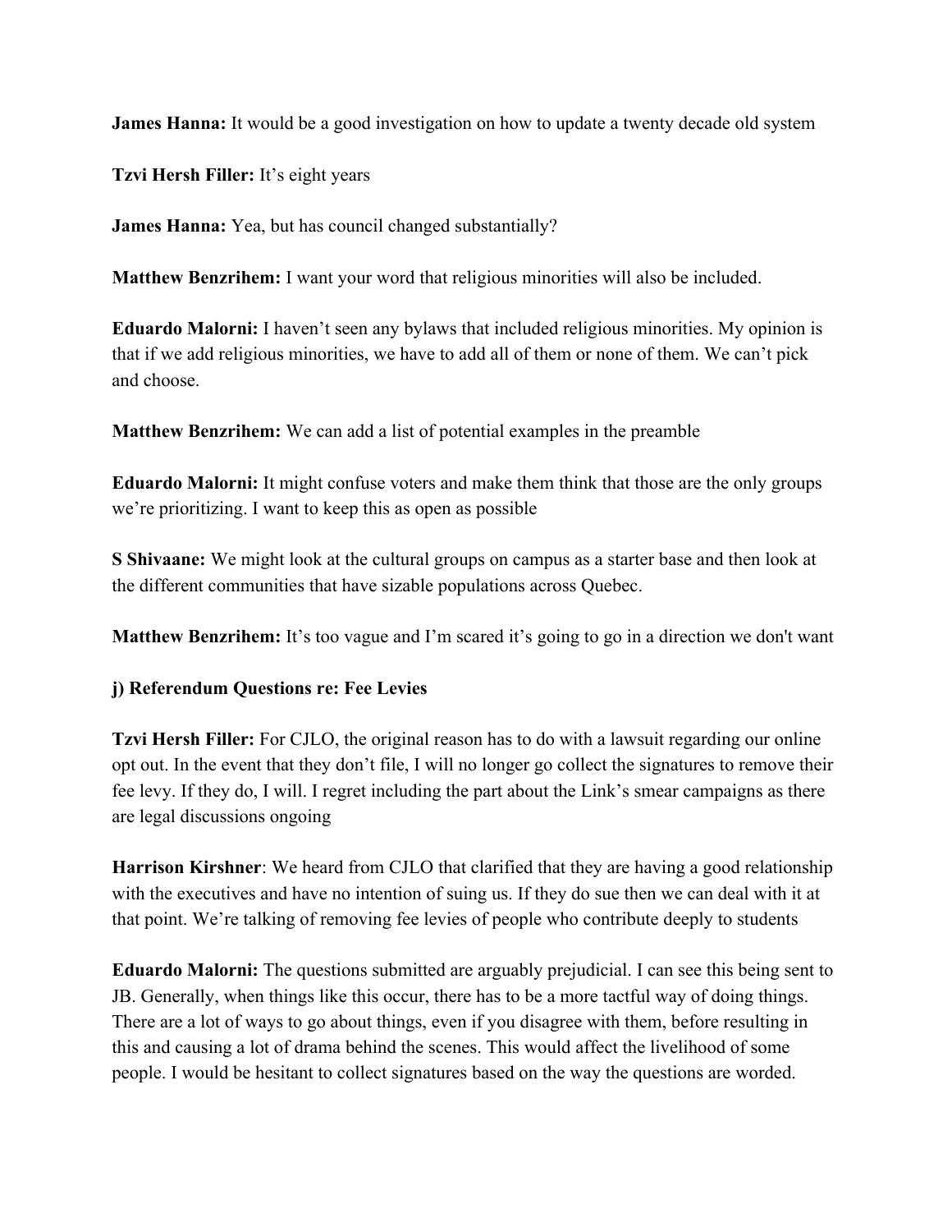**James Hanna:** It would be a good investigation on how to update a twenty decade old system

**Tzvi Hersh Filler:** It's eight years

**James Hanna:** Yea, but has council changed substantially?

**Matthew Benzrihem:** I want your word that religious minorities will also be included.

**Eduardo Malorni:** I haven't seen any bylaws that included religious minorities. My opinion is that if we add religious minorities, we have to add all of them or none of them. We can't pick and choose.

**Matthew Benzrihem:** We can add a list of potential examples in the preamble

**Eduardo Malorni:** It might confuse voters and make them think that those are the only groups we're prioritizing. I want to keep this as open as possible

**S Shivaane:** We might look at the cultural groups on campus as a starter base and then look at the different communities that have sizable populations across Quebec.

**Matthew Benzrihem:** It's too vague and I'm scared it's going to go in a direction we don't want

**j) Referendum Questions re: Fee Levies**

**Tzvi Hersh Filler:** For CJLO, the original reason has to do with a lawsuit regarding our online opt out. In the event that they don't file, I will no longer go collect the signatures to remove their fee levy. If they do, I will. I regret including the part about the Link's smear campaigns as there are legal discussions ongoing

**Harrison Kirshner**: We heard from CJLO that clarified that they are having a good relationship with the executives and have no intention of suing us. If they do sue then we can deal with it at that point. We're talking of removing fee levies of people who contribute deeply to students

**Eduardo Malorni:** The questions submitted are arguably prejudicial. I can see this being sent to JB. Generally, when things like this occur, there has to be a more tactful way of doing things. There are a lot of ways to go about things, even if you disagree with them, before resulting in this and causing a lot of drama behind the scenes. This would affect the livelihood of some people. I would be hesitant to collect signatures based on the way the questions are worded.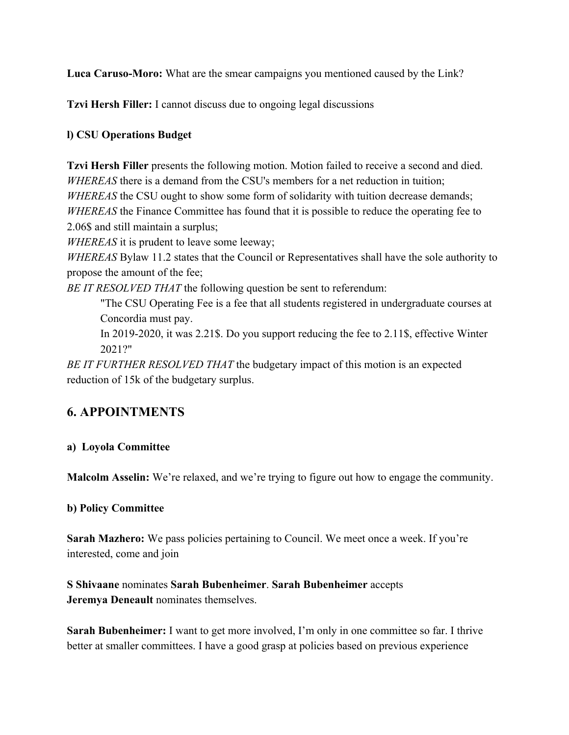**Luca Caruso-Moro:** What are the smear campaigns you mentioned caused by the Link?

**Tzvi Hersh Filler:** I cannot discuss due to ongoing legal discussions

**l) CSU Operations Budget**

**Tzvi Hersh Filler** presents the following motion. Motion failed to receive a second and died.
*WHEREAS* there is a demand from the CSU's members for a net reduction in tuition;
*WHEREAS* the CSU ought to show some form of solidarity with tuition decrease demands;
*WHEREAS* the Finance Committee has found that it is possible to reduce the operating fee to 2.06$ and still maintain a surplus;
*WHEREAS* it is prudent to leave some leeway;
*WHEREAS* Bylaw 11.2 states that the Council or Representatives shall have the sole authority to propose the amount of the fee;
*BE IT RESOLVED THAT* the following question be sent to referendum:

> "The CSU Operating Fee is a fee that all students registered in undergraduate courses at Concordia must pay.
> In 2019-2020, it was 2.21$. Do you support reducing the fee to 2.11$, effective Winter 2021?"

*BE IT FURTHER RESOLVED THAT* the budgetary impact of this motion is an expected reduction of 15k of the budgetary surplus.

## 6. APPOINTMENTS

**a) Loyola Committee**

**Malcolm Asselin:** We're relaxed, and we're trying to figure out how to engage the community.

**b) Policy Committee**

**Sarah Mazhero:** We pass policies pertaining to Council. We meet once a week. If you're interested, come and join

**S Shivaane** nominates **Sarah Bubenheimer**. **Sarah Bubenheimer** accepts
**Jeremya Deneault** nominates themselves.

**Sarah Bubenheimer:** I want to get more involved, I'm only in one committee so far. I thrive better at smaller committees. I have a good grasp at policies based on previous experience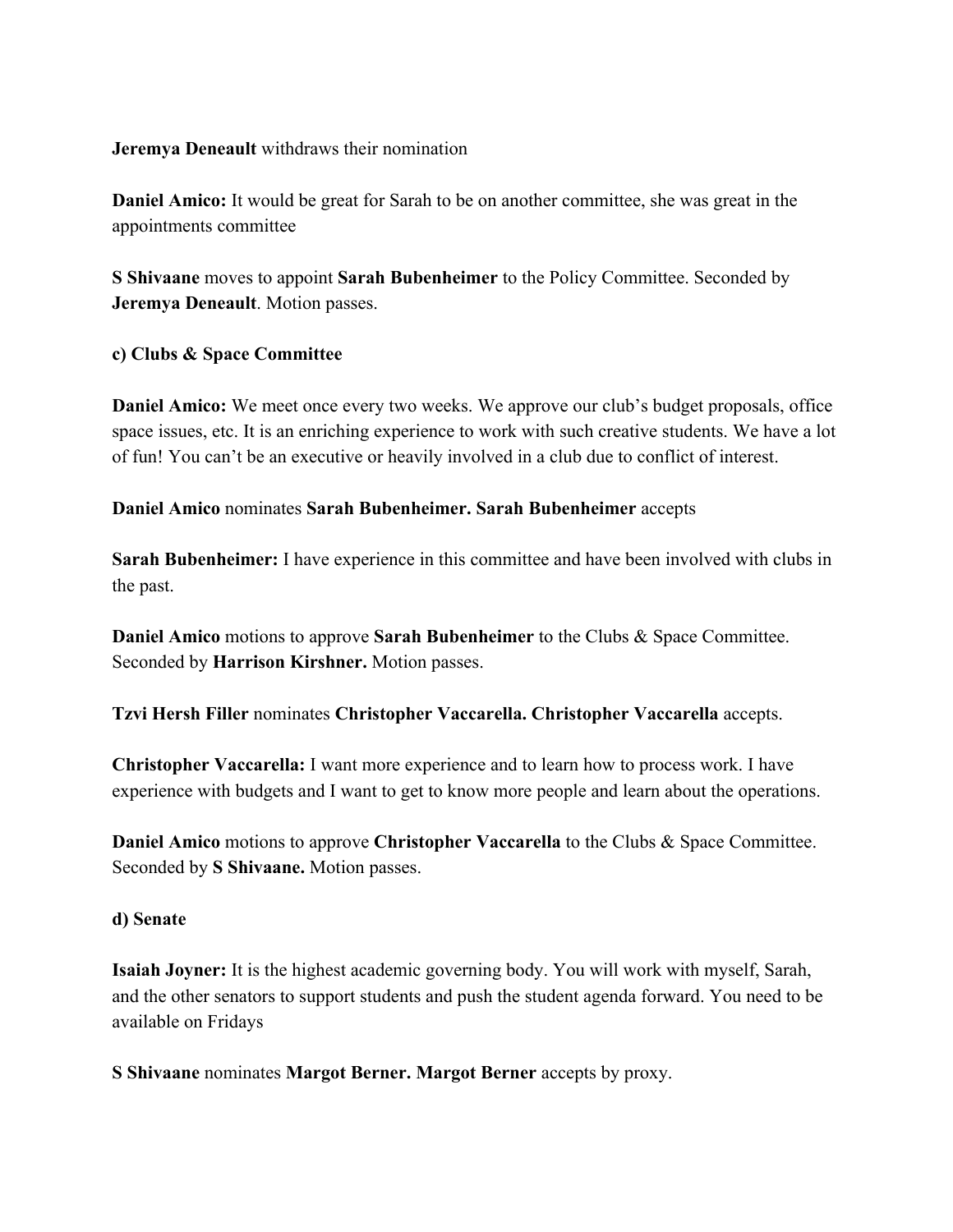**Jeremya Deneault** withdraws their nomination

**Daniel Amico:** It would be great for Sarah to be on another committee, she was great in the appointments committee

**S Shivaane** moves to appoint **Sarah Bubenheimer** to the Policy Committee. Seconded by **Jeremya Deneault**. Motion passes.

**c) Clubs & Space Committee**

**Daniel Amico:** We meet once every two weeks. We approve our club's budget proposals, office space issues, etc. It is an enriching experience to work with such creative students. We have a lot of fun! You can't be an executive or heavily involved in a club due to conflict of interest.

**Daniel Amico** nominates **Sarah Bubenheimer. Sarah Bubenheimer** accepts

**Sarah Bubenheimer:** I have experience in this committee and have been involved with clubs in the past.

**Daniel Amico** motions to approve **Sarah Bubenheimer** to the Clubs & Space Committee. Seconded by **Harrison Kirshner.** Motion passes.

**Tzvi Hersh Filler** nominates **Christopher Vaccarella. Christopher Vaccarella** accepts.

**Christopher Vaccarella:** I want more experience and to learn how to process work. I have experience with budgets and I want to get to know more people and learn about the operations.

**Daniel Amico** motions to approve **Christopher Vaccarella** to the Clubs & Space Committee. Seconded by **S Shivaane.** Motion passes.

**d) Senate**

**Isaiah Joyner:** It is the highest academic governing body. You will work with myself, Sarah, and the other senators to support students and push the student agenda forward. You need to be available on Fridays

**S Shivaane** nominates **Margot Berner. Margot Berner** accepts by proxy.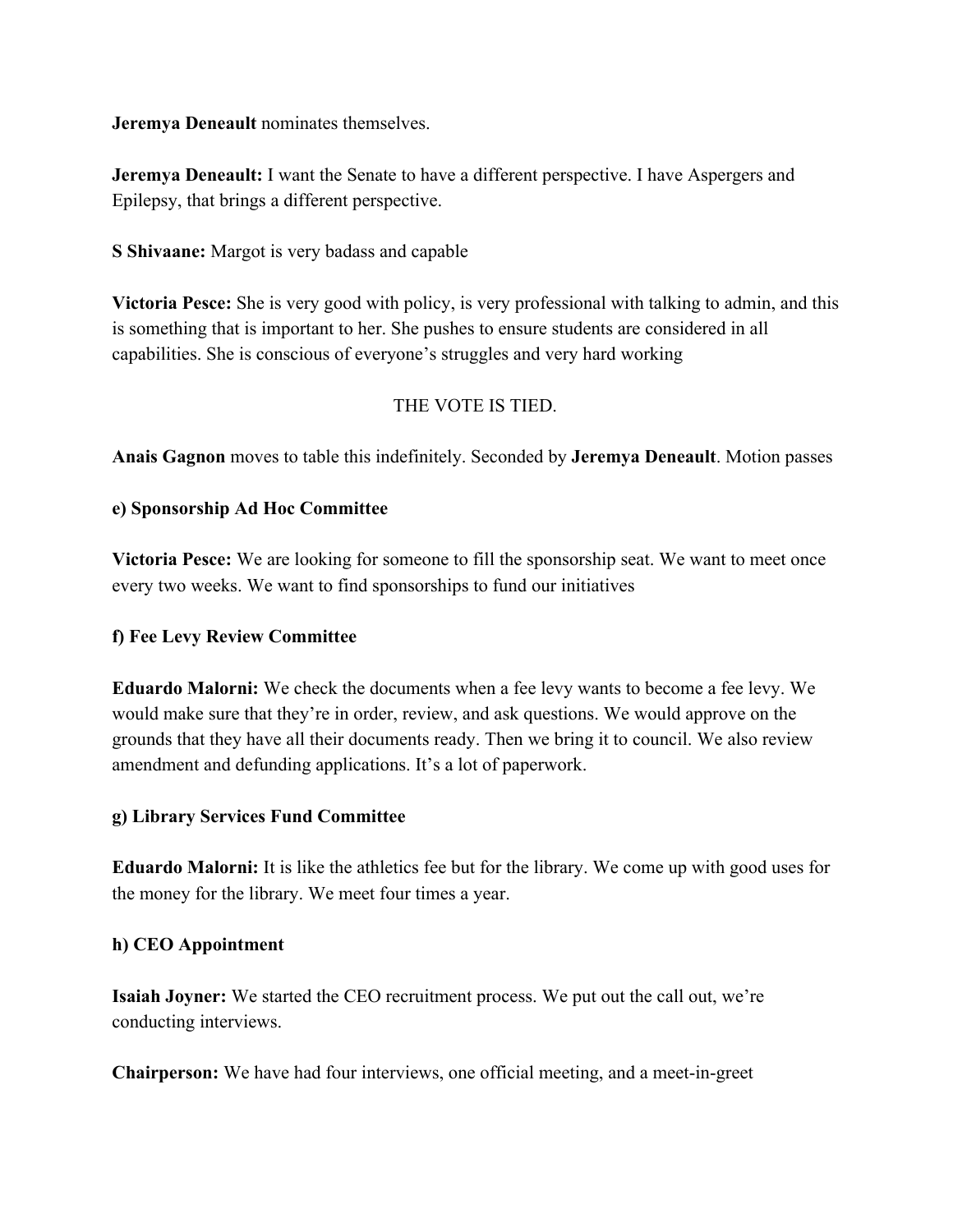**Jeremya Deneault** nominates themselves.

**Jeremya Deneault:** I want the Senate to have a different perspective. I have Aspergers and Epilepsy, that brings a different perspective.

**S Shivaane:** Margot is very badass and capable

**Victoria Pesce:** She is very good with policy, is very professional with talking to admin, and this is something that is important to her. She pushes to ensure students are considered in all capabilities. She is conscious of everyone's struggles and very hard working

THE VOTE IS TIED.

**Anais Gagnon** moves to table this indefinitely. Seconded by **Jeremya Deneault**. Motion passes

**e) Sponsorship Ad Hoc Committee**

**Victoria Pesce:** We are looking for someone to fill the sponsorship seat. We want to meet once every two weeks. We want to find sponsorships to fund our initiatives

**f) Fee Levy Review Committee**

**Eduardo Malorni:** We check the documents when a fee levy wants to become a fee levy. We would make sure that they're in order, review, and ask questions. We would approve on the grounds that they have all their documents ready. Then we bring it to council. We also review amendment and defunding applications. It's a lot of paperwork.

**g) Library Services Fund Committee**

**Eduardo Malorni:** It is like the athletics fee but for the library. We come up with good uses for the money for the library. We meet four times a year.

**h) CEO Appointment**

**Isaiah Joyner:** We started the CEO recruitment process. We put out the call out, we're conducting interviews.

**Chairperson:** We have had four interviews, one official meeting, and a meet-in-greet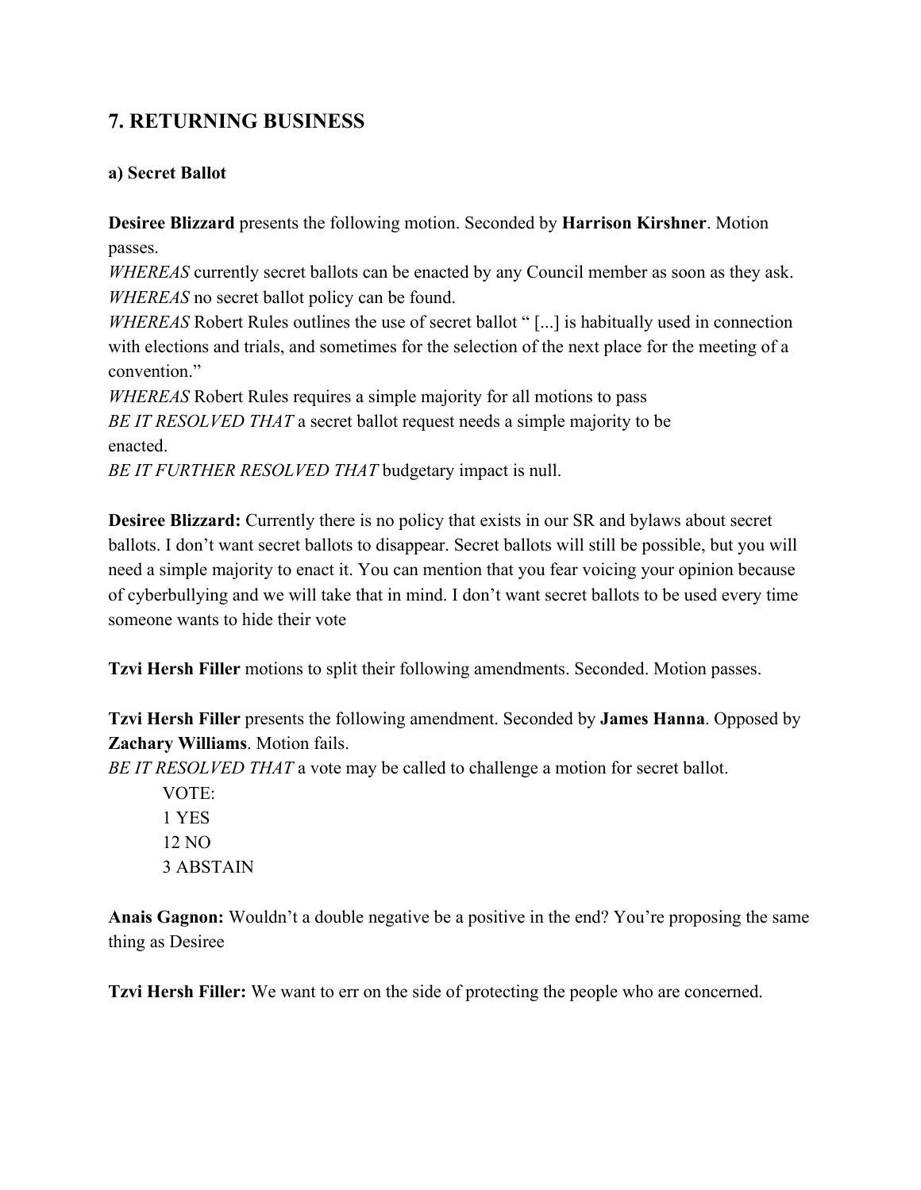## 7. RETURNING BUSINESS

### a) Secret Ballot

**Desiree Blizzard** presents the following motion. Seconded by **Harrison Kirshner**. Motion passes.

*WHEREAS* currently secret ballots can be enacted by any Council member as soon as they ask.
*WHEREAS* no secret ballot policy can be found.
*WHEREAS* Robert Rules outlines the use of secret ballot " [...] is habitually used in connection with elections and trials, and sometimes for the selection of the next place for the meeting of a convention."
*WHEREAS* Robert Rules requires a simple majority for all motions to pass
*BE IT RESOLVED THAT* a secret ballot request needs a simple majority to be enacted.
*BE IT FURTHER RESOLVED THAT* budgetary impact is null.

**Desiree Blizzard:** Currently there is no policy that exists in our SR and bylaws about secret ballots. I don't want secret ballots to disappear. Secret ballots will still be possible, but you will need a simple majority to enact it. You can mention that you fear voicing your opinion because of cyberbullying and we will take that in mind. I don't want secret ballots to be used every time someone wants to hide their vote

**Tzvi Hersh Filler** motions to split their following amendments. Seconded. Motion passes.

**Tzvi Hersh Filler** presents the following amendment. Seconded by **James Hanna**. Opposed by **Zachary Williams**. Motion fails.

*BE IT RESOLVED THAT* a vote may be called to challenge a motion for secret ballot.

VOTE:
1 YES
12 NO
3 ABSTAIN

**Anais Gagnon:** Wouldn't a double negative be a positive in the end? You're proposing the same thing as Desiree

**Tzvi Hersh Filler:** We want to err on the side of protecting the people who are concerned.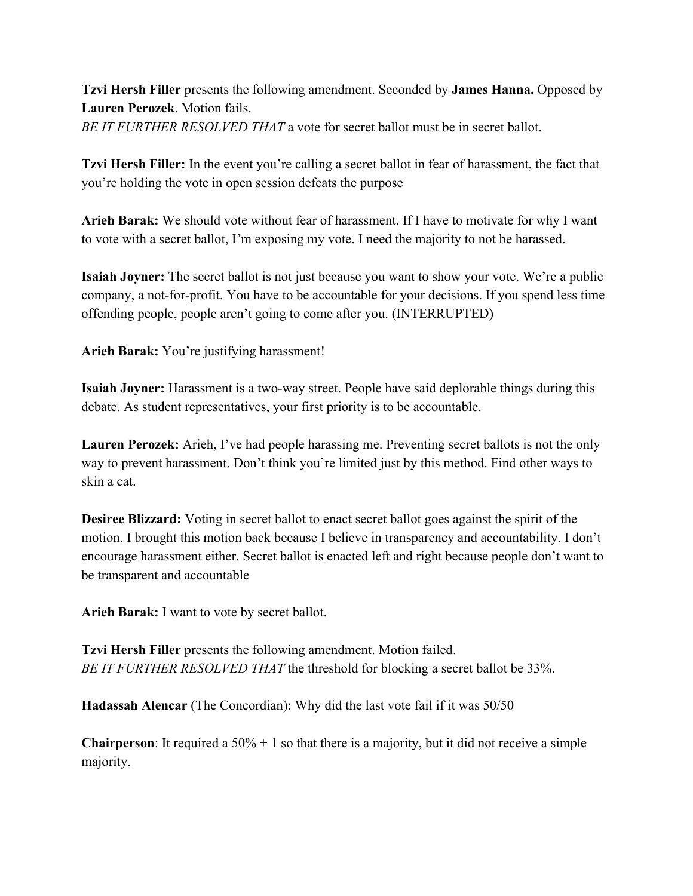**Tzvi Hersh Filler** presents the following amendment. Seconded by **James Hanna.** Opposed by **Lauren Perozek**. Motion fails.
*BE IT FURTHER RESOLVED THAT* a vote for secret ballot must be in secret ballot.

**Tzvi Hersh Filler:** In the event you're calling a secret ballot in fear of harassment, the fact that you're holding the vote in open session defeats the purpose

**Arieh Barak:** We should vote without fear of harassment. If I have to motivate for why I want to vote with a secret ballot, I'm exposing my vote. I need the majority to not be harassed.

**Isaiah Joyner:** The secret ballot is not just because you want to show your vote. We're a public company, a not-for-profit. You have to be accountable for your decisions. If you spend less time offending people, people aren't going to come after you. (INTERRUPTED)

**Arieh Barak:** You're justifying harassment!

**Isaiah Joyner:** Harassment is a two-way street. People have said deplorable things during this debate. As student representatives, your first priority is to be accountable.

**Lauren Perozek:** Arieh, I've had people harassing me. Preventing secret ballots is not the only way to prevent harassment. Don't think you're limited just by this method. Find other ways to skin a cat.

**Desiree Blizzard:** Voting in secret ballot to enact secret ballot goes against the spirit of the motion. I brought this motion back because I believe in transparency and accountability. I don't encourage harassment either. Secret ballot is enacted left and right because people don't want to be transparent and accountable

**Arieh Barak:** I want to vote by secret ballot.

**Tzvi Hersh Filler** presents the following amendment. Motion failed.
*BE IT FURTHER RESOLVED THAT* the threshold for blocking a secret ballot be 33%.

**Hadassah Alencar** (The Concordian): Why did the last vote fail if it was 50/50

**Chairperson**: It required a 50% + 1 so that there is a majority, but it did not receive a simple majority.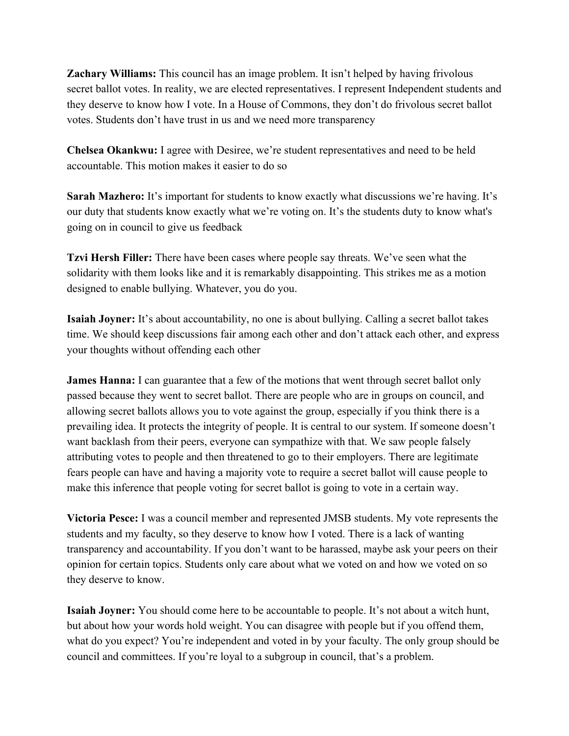**Zachary Williams:** This council has an image problem. It isn't helped by having frivolous secret ballot votes. In reality, we are elected representatives. I represent Independent students and they deserve to know how I vote. In a House of Commons, they don't do frivolous secret ballot votes. Students don't have trust in us and we need more transparency

**Chelsea Okankwu:** I agree with Desiree, we're student representatives and need to be held accountable. This motion makes it easier to do so

**Sarah Mazhero:** It's important for students to know exactly what discussions we're having. It's our duty that students know exactly what we're voting on. It's the students duty to know what's going on in council to give us feedback

**Tzvi Hersh Filler:** There have been cases where people say threats. We've seen what the solidarity with them looks like and it is remarkably disappointing. This strikes me as a motion designed to enable bullying. Whatever, you do you.

**Isaiah Joyner:** It's about accountability, no one is about bullying. Calling a secret ballot takes time. We should keep discussions fair among each other and don't attack each other, and express your thoughts without offending each other

**James Hanna:** I can guarantee that a few of the motions that went through secret ballot only passed because they went to secret ballot. There are people who are in groups on council, and allowing secret ballots allows you to vote against the group, especially if you think there is a prevailing idea. It protects the integrity of people. It is central to our system. If someone doesn't want backlash from their peers, everyone can sympathize with that. We saw people falsely attributing votes to people and then threatened to go to their employers. There are legitimate fears people can have and having a majority vote to require a secret ballot will cause people to make this inference that people voting for secret ballot is going to vote in a certain way.

**Victoria Pesce:** I was a council member and represented JMSB students. My vote represents the students and my faculty, so they deserve to know how I voted. There is a lack of wanting transparency and accountability. If you don't want to be harassed, maybe ask your peers on their opinion for certain topics. Students only care about what we voted on and how we voted on so they deserve to know.

**Isaiah Joyner:** You should come here to be accountable to people. It's not about a witch hunt, but about how your words hold weight. You can disagree with people but if you offend them, what do you expect? You're independent and voted in by your faculty. The only group should be council and committees. If you're loyal to a subgroup in council, that's a problem.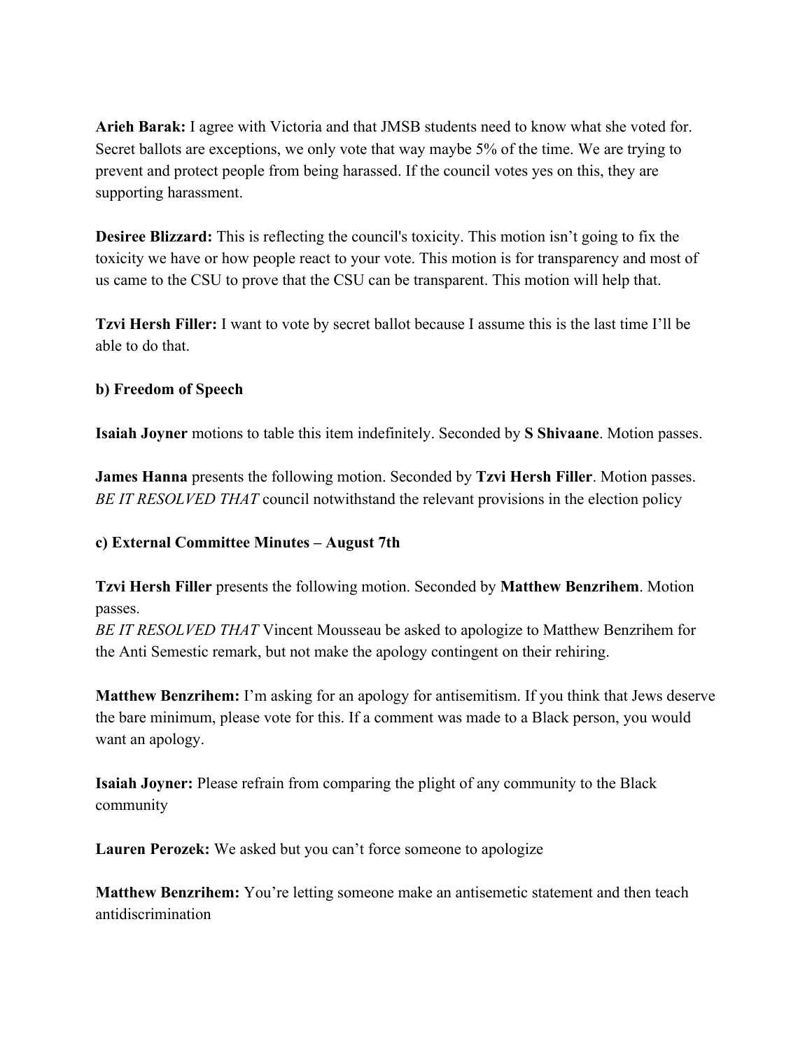**Arieh Barak:** I agree with Victoria and that JMSB students need to know what she voted for. Secret ballots are exceptions, we only vote that way maybe 5% of the time. We are trying to prevent and protect people from being harassed. If the council votes yes on this, they are supporting harassment.

**Desiree Blizzard:** This is reflecting the council's toxicity. This motion isn't going to fix the toxicity we have or how people react to your vote. This motion is for transparency and most of us came to the CSU to prove that the CSU can be transparent. This motion will help that.

**Tzvi Hersh Filler:** I want to vote by secret ballot because I assume this is the last time I'll be able to do that.

**b) Freedom of Speech**

**Isaiah Joyner** motions to table this item indefinitely. Seconded by **S Shivaane**. Motion passes.

**James Hanna** presents the following motion. Seconded by **Tzvi Hersh Filler**. Motion passes.
*BE IT RESOLVED THAT* council notwithstand the relevant provisions in the election policy

**c) External Committee Minutes – August 7th**

**Tzvi Hersh Filler** presents the following motion. Seconded by **Matthew Benzrihem**. Motion passes.
*BE IT RESOLVED THAT* Vincent Mousseau be asked to apologize to Matthew Benzrihem for the Anti Semestic remark, but not make the apology contingent on their rehiring.

**Matthew Benzrihem:** I'm asking for an apology for antisemitism. If you think that Jews deserve the bare minimum, please vote for this. If a comment was made to a Black person, you would want an apology.

**Isaiah Joyner:** Please refrain from comparing the plight of any community to the Black community

**Lauren Perozek:** We asked but you can't force someone to apologize

**Matthew Benzrihem:** You're letting someone make an antisemetic statement and then teach antidiscrimination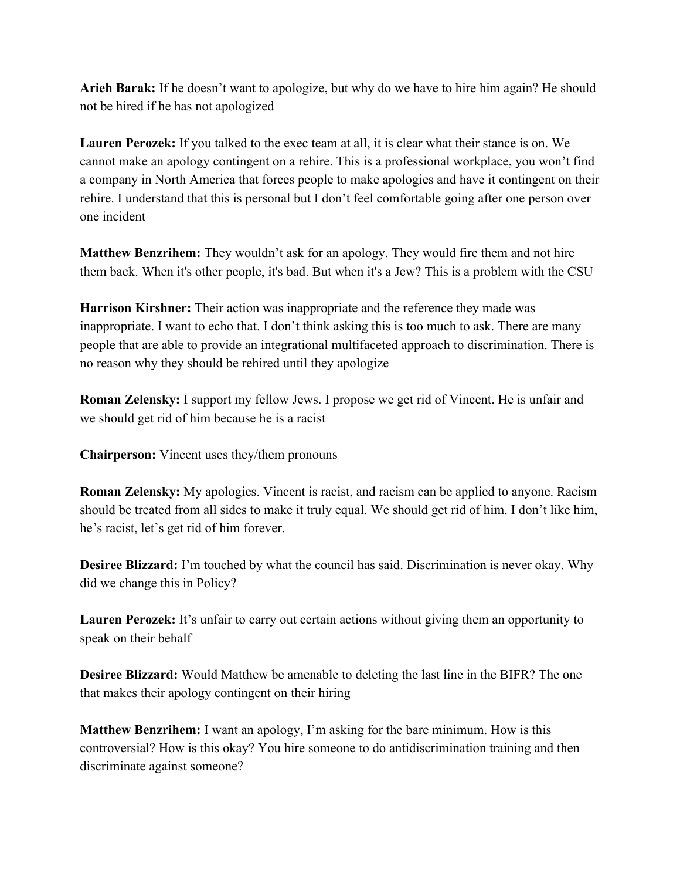**Arieh Barak:** If he doesn't want to apologize, but why do we have to hire him again? He should not be hired if he has not apologized

**Lauren Perozek:** If you talked to the exec team at all, it is clear what their stance is on. We cannot make an apology contingent on a rehire. This is a professional workplace, you won't find a company in North America that forces people to make apologies and have it contingent on their rehire. I understand that this is personal but I don't feel comfortable going after one person over one incident

**Matthew Benzrihem:** They wouldn't ask for an apology. They would fire them and not hire them back. When it's other people, it's bad. But when it's a Jew? This is a problem with the CSU

**Harrison Kirshner:** Their action was inappropriate and the reference they made was inappropriate. I want to echo that. I don't think asking this is too much to ask. There are many people that are able to provide an integrational multifaceted approach to discrimination. There is no reason why they should be rehired until they apologize

**Roman Zelensky:** I support my fellow Jews. I propose we get rid of Vincent. He is unfair and we should get rid of him because he is a racist

**Chairperson:** Vincent uses they/them pronouns

**Roman Zelensky:** My apologies. Vincent is racist, and racism can be applied to anyone. Racism should be treated from all sides to make it truly equal. We should get rid of him. I don't like him, he's racist, let's get rid of him forever.

**Desiree Blizzard:** I'm touched by what the council has said. Discrimination is never okay. Why did we change this in Policy?

**Lauren Perozek:** It's unfair to carry out certain actions without giving them an opportunity to speak on their behalf

**Desiree Blizzard:** Would Matthew be amenable to deleting the last line in the BIFR? The one that makes their apology contingent on their hiring

**Matthew Benzrihem:** I want an apology, I'm asking for the bare minimum. How is this controversial? How is this okay? You hire someone to do antidiscrimination training and then discriminate against someone?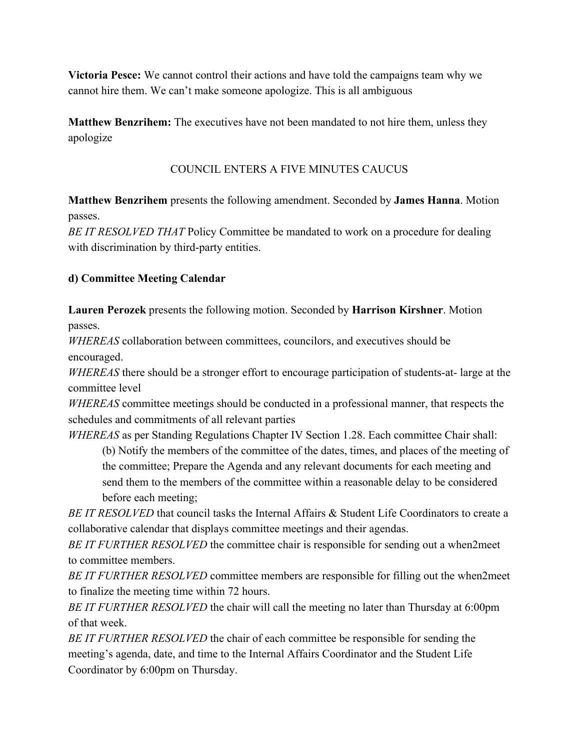**Victoria Pesce:** We cannot control their actions and have told the campaigns team why we cannot hire them. We can't make someone apologize. This is all ambiguous

**Matthew Benzrihem:** The executives have not been mandated to not hire them, unless they apologize

COUNCIL ENTERS A FIVE MINUTES CAUCUS

**Matthew Benzrihem** presents the following amendment. Seconded by **James Hanna**. Motion passes.

*BE IT RESOLVED THAT* Policy Committee be mandated to work on a procedure for dealing with discrimination by third-party entities.

**d) Committee Meeting Calendar**

**Lauren Perozek** presents the following motion. Seconded by **Harrison Kirshner**. Motion passes.

*WHEREAS* collaboration between committees, councilors, and executives should be encouraged.

*WHEREAS* there should be a stronger effort to encourage participation of students-at- large at the committee level

*WHEREAS* committee meetings should be conducted in a professional manner, that respects the schedules and commitments of all relevant parties

*WHEREAS* as per Standing Regulations Chapter IV Section 1.28. Each committee Chair shall:

> (b) Notify the members of the committee of the dates, times, and places of the meeting of the committee; Prepare the Agenda and any relevant documents for each meeting and send them to the members of the committee within a reasonable delay to be considered before each meeting;

*BE IT RESOLVED* that council tasks the Internal Affairs & Student Life Coordinators to create a collaborative calendar that displays committee meetings and their agendas.

*BE IT FURTHER RESOLVED* the committee chair is responsible for sending out a when2meet to committee members.

*BE IT FURTHER RESOLVED* committee members are responsible for filling out the when2meet to finalize the meeting time within 72 hours.

*BE IT FURTHER RESOLVED* the chair will call the meeting no later than Thursday at 6:00pm of that week.

*BE IT FURTHER RESOLVED* the chair of each committee be responsible for sending the meeting's agenda, date, and time to the Internal Affairs Coordinator and the Student Life Coordinator by 6:00pm on Thursday.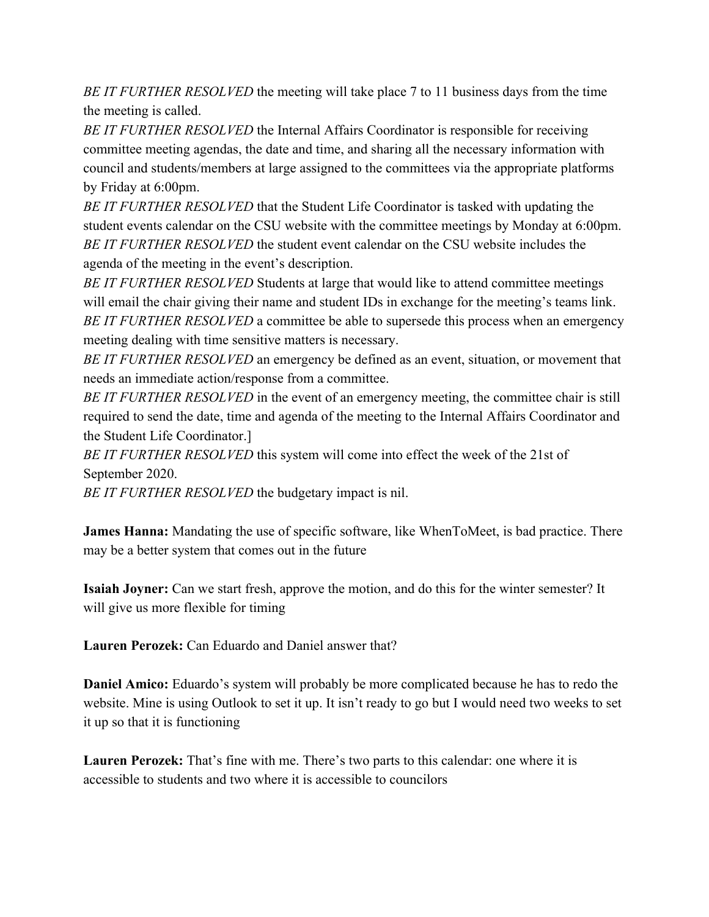*BE IT FURTHER RESOLVED* the meeting will take place 7 to 11 business days from the time the meeting is called.
*BE IT FURTHER RESOLVED* the Internal Affairs Coordinator is responsible for receiving committee meeting agendas, the date and time, and sharing all the necessary information with council and students/members at large assigned to the committees via the appropriate platforms by Friday at 6:00pm.
*BE IT FURTHER RESOLVED* that the Student Life Coordinator is tasked with updating the student events calendar on the CSU website with the committee meetings by Monday at 6:00pm.
*BE IT FURTHER RESOLVED* the student event calendar on the CSU website includes the agenda of the meeting in the event's description.
*BE IT FURTHER RESOLVED* Students at large that would like to attend committee meetings will email the chair giving their name and student IDs in exchange for the meeting's teams link.
*BE IT FURTHER RESOLVED* a committee be able to supersede this process when an emergency meeting dealing with time sensitive matters is necessary.
*BE IT FURTHER RESOLVED* an emergency be defined as an event, situation, or movement that needs an immediate action/response from a committee.
*BE IT FURTHER RESOLVED* in the event of an emergency meeting, the committee chair is still required to send the date, time and agenda of the meeting to the Internal Affairs Coordinator and the Student Life Coordinator.]
*BE IT FURTHER RESOLVED* this system will come into effect the week of the 21st of September 2020.
*BE IT FURTHER RESOLVED* the budgetary impact is nil.

**James Hanna:** Mandating the use of specific software, like WhenToMeet, is bad practice. There may be a better system that comes out in the future

**Isaiah Joyner:** Can we start fresh, approve the motion, and do this for the winter semester? It will give us more flexible for timing

**Lauren Perozek:** Can Eduardo and Daniel answer that?

**Daniel Amico:** Eduardo's system will probably be more complicated because he has to redo the website. Mine is using Outlook to set it up. It isn't ready to go but I would need two weeks to set it up so that it is functioning

**Lauren Perozek:** That's fine with me. There's two parts to this calendar: one where it is accessible to students and two where it is accessible to councilors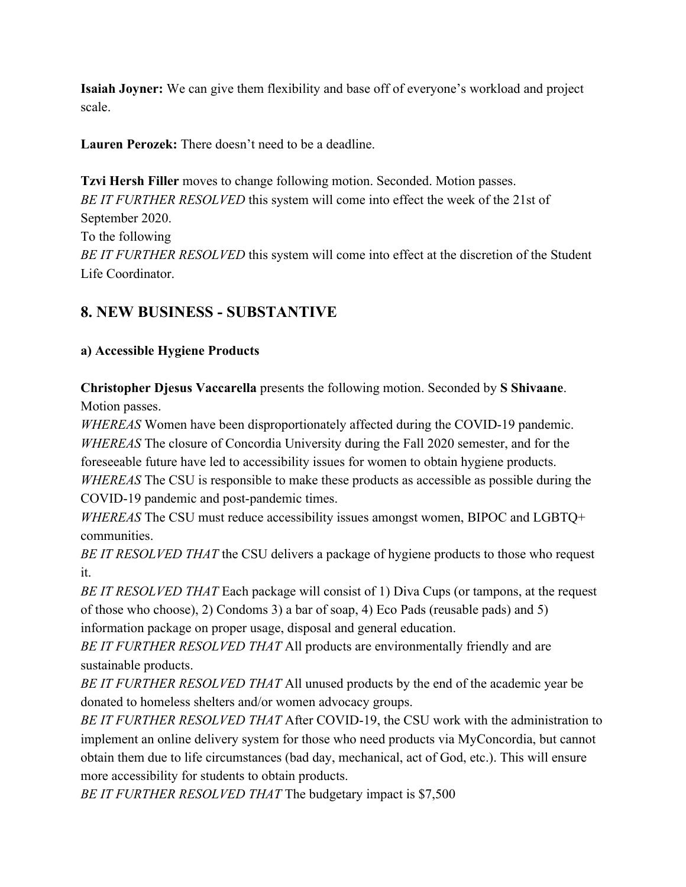**Isaiah Joyner:** We can give them flexibility and base off of everyone's workload and project scale.

**Lauren Perozek:** There doesn't need to be a deadline.

**Tzvi Hersh Filler** moves to change following motion. Seconded. Motion passes.
*BE IT FURTHER RESOLVED* this system will come into effect the week of the 21st of September 2020.
To the following
*BE IT FURTHER RESOLVED* this system will come into effect at the discretion of the Student Life Coordinator.

## 8. NEW BUSINESS - SUBSTANTIVE

### a) Accessible Hygiene Products

**Christopher Djesus Vaccarella** presents the following motion. Seconded by **S Shivaane**. Motion passes.
*WHEREAS* Women have been disproportionately affected during the COVID-19 pandemic.
*WHEREAS* The closure of Concordia University during the Fall 2020 semester, and for the foreseeable future have led to accessibility issues for women to obtain hygiene products.
*WHEREAS* The CSU is responsible to make these products as accessible as possible during the COVID-19 pandemic and post-pandemic times.
*WHEREAS* The CSU must reduce accessibility issues amongst women, BIPOC and LGBTQ+ communities.
*BE IT RESOLVED THAT* the CSU delivers a package of hygiene products to those who request it.
*BE IT RESOLVED THAT* Each package will consist of 1) Diva Cups (or tampons, at the request of those who choose), 2) Condoms 3) a bar of soap, 4) Eco Pads (reusable pads) and 5) information package on proper usage, disposal and general education.
*BE IT FURTHER RESOLVED THAT* All products are environmentally friendly and are sustainable products.
*BE IT FURTHER RESOLVED THAT* All unused products by the end of the academic year be donated to homeless shelters and/or women advocacy groups.
*BE IT FURTHER RESOLVED THAT* After COVID-19, the CSU work with the administration to implement an online delivery system for those who need products via MyConcordia, but cannot obtain them due to life circumstances (bad day, mechanical, act of God, etc.). This will ensure more accessibility for students to obtain products.
*BE IT FURTHER RESOLVED THAT* The budgetary impact is $7,500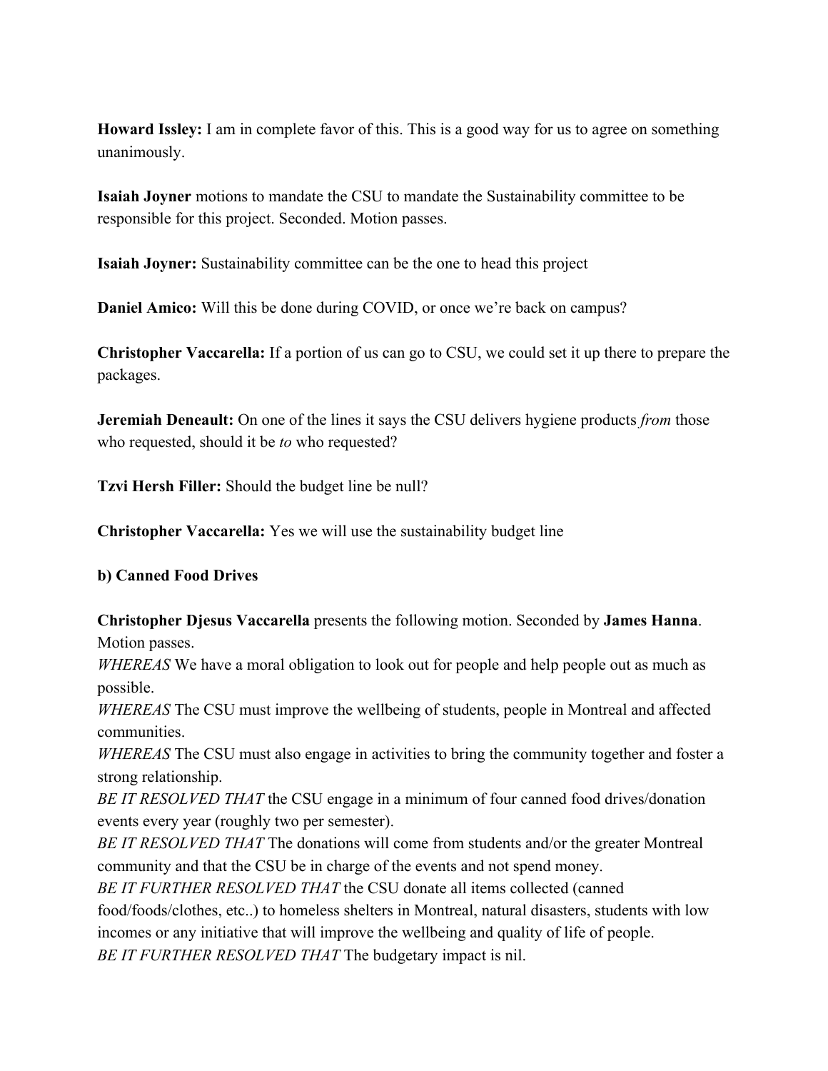**Howard Issley:** I am in complete favor of this. This is a good way for us to agree on something unanimously.

**Isaiah Joyner** motions to mandate the CSU to mandate the Sustainability committee to be responsible for this project. Seconded. Motion passes.

**Isaiah Joyner:** Sustainability committee can be the one to head this project

**Daniel Amico:** Will this be done during COVID, or once we're back on campus?

**Christopher Vaccarella:** If a portion of us can go to CSU, we could set it up there to prepare the packages.

**Jeremiah Deneault:** On one of the lines it says the CSU delivers hygiene products *from* those who requested, should it be *to* who requested?

**Tzvi Hersh Filler:** Should the budget line be null?

**Christopher Vaccarella:** Yes we will use the sustainability budget line

**b) Canned Food Drives**

**Christopher Djesus Vaccarella** presents the following motion. Seconded by **James Hanna**. Motion passes.

*WHEREAS* We have a moral obligation to look out for people and help people out as much as possible.

*WHEREAS* The CSU must improve the wellbeing of students, people in Montreal and affected communities.

*WHEREAS* The CSU must also engage in activities to bring the community together and foster a strong relationship.

*BE IT RESOLVED THAT* the CSU engage in a minimum of four canned food drives/donation events every year (roughly two per semester).

*BE IT RESOLVED THAT* The donations will come from students and/or the greater Montreal community and that the CSU be in charge of the events and not spend money.

*BE IT FURTHER RESOLVED THAT* the CSU donate all items collected (canned food/foods/clothes, etc..) to homeless shelters in Montreal, natural disasters, students with low incomes or any initiative that will improve the wellbeing and quality of life of people.

*BE IT FURTHER RESOLVED THAT* The budgetary impact is nil.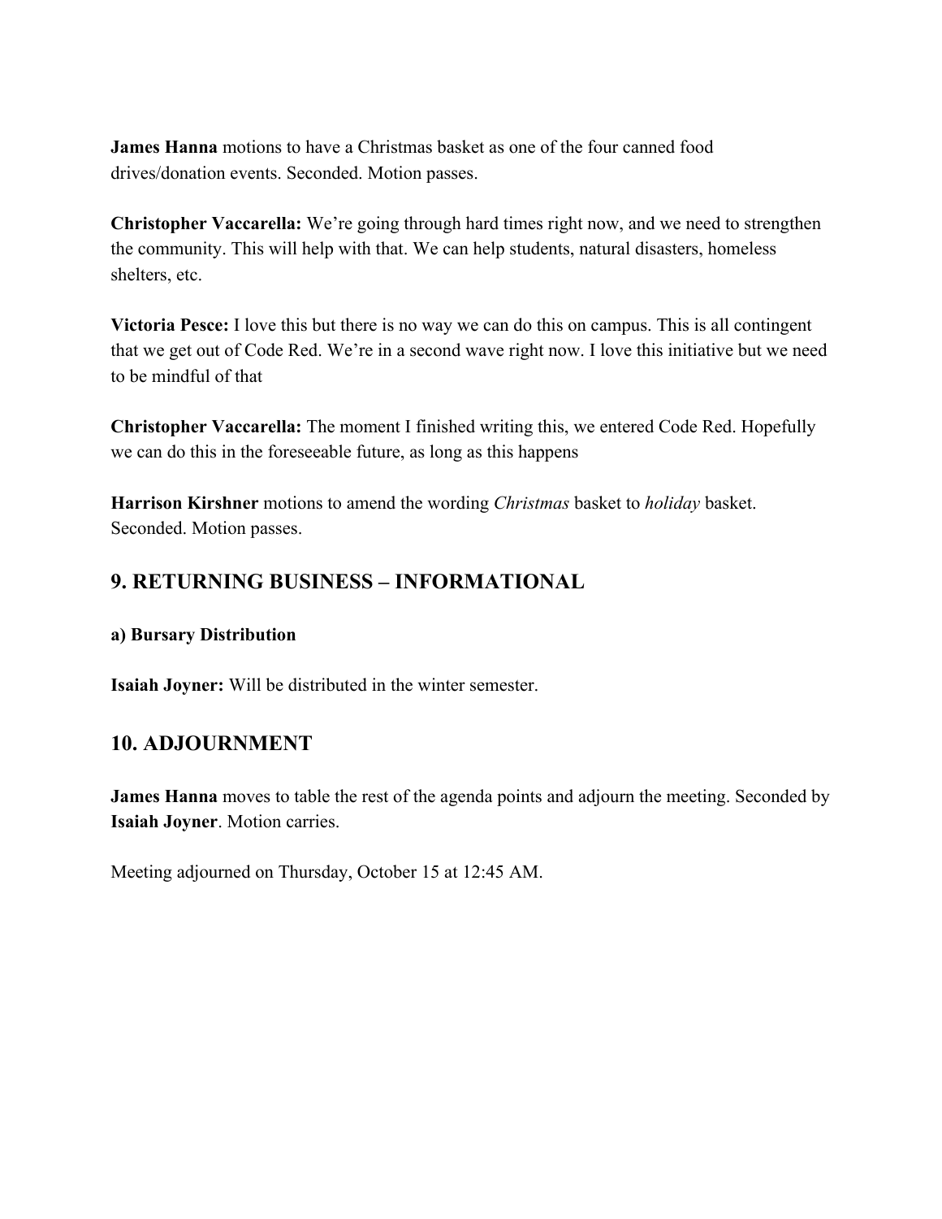**James Hanna** motions to have a Christmas basket as one of the four canned food drives/donation events. Seconded. Motion passes.

**Christopher Vaccarella:** We're going through hard times right now, and we need to strengthen the community. This will help with that. We can help students, natural disasters, homeless shelters, etc.

**Victoria Pesce:** I love this but there is no way we can do this on campus. This is all contingent that we get out of Code Red. We're in a second wave right now. I love this initiative but we need to be mindful of that

**Christopher Vaccarella:** The moment I finished writing this, we entered Code Red. Hopefully we can do this in the foreseeable future, as long as this happens

**Harrison Kirshner** motions to amend the wording *Christmas* basket to *holiday* basket. Seconded. Motion passes.

## 9. RETURNING BUSINESS – INFORMATIONAL

**a) Bursary Distribution**

**Isaiah Joyner:** Will be distributed in the winter semester.

## 10. ADJOURNMENT

**James Hanna** moves to table the rest of the agenda points and adjourn the meeting. Seconded by **Isaiah Joyner**. Motion carries.

Meeting adjourned on Thursday, October 15 at 12:45 AM.